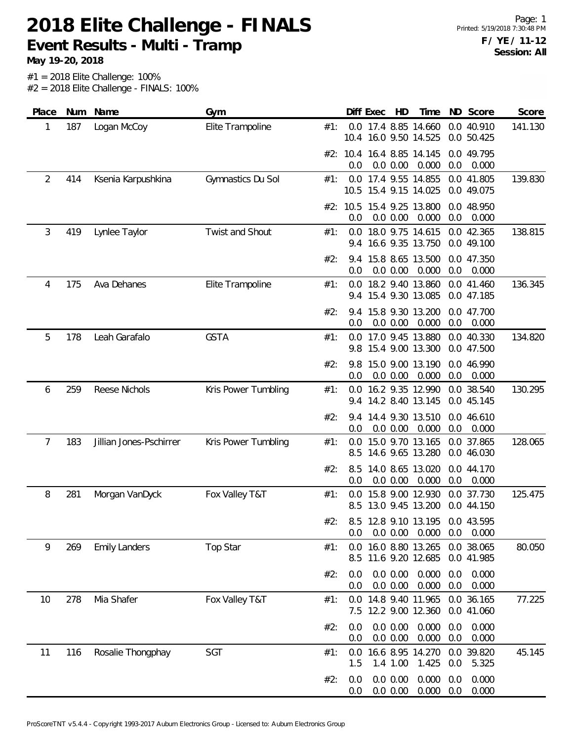# 2018 Elite Challenge - FINALS

## Event Results - Multi - Tramp

**May 19-20, 2018**

Page: 1
Printed: 5/19/2018 7:30:48 PM
**F / YE / 11-12**
**Session: All**

#1 = 2018 Elite Challenge: 100%
#2 = 2018 Elite Challenge - FINALS: 100%

| Place | Num | Name | Gym | | Diff | Exec | HD | Time | ND | Score | Score |
|---|---|---|---|---|---|---|---|---|---|---|---|
| 1 | 187 | Logan McCoy | Elite Trampoline | #1: | 0.0 | 17.4 | 8.85 | 14.660 | 0.0 | 40.910 | 141.130 |
| | | | | | 10.4 | 16.0 | 9.50 | 14.525 | 0.0 | 50.425 | |
| | | | | #2: | 10.4 | 16.4 | 8.85 | 14.145 | 0.0 | 49.795 | |
| | | | | | 0.0 | 0.0 | 0.00 | 0.000 | 0.0 | 0.000 | |
| 2 | 414 | Ksenia Karpushkina | Gymnastics Du Sol | #1: | 0.0 | 17.4 | 9.55 | 14.855 | 0.0 | 41.805 | 139.830 |
| | | | | | 10.5 | 15.4 | 9.15 | 14.025 | 0.0 | 49.075 | |
| | | | | #2: | 10.5 | 15.4 | 9.25 | 13.800 | 0.0 | 48.950 | |
| | | | | | 0.0 | 0.0 | 0.00 | 0.000 | 0.0 | 0.000 | |
| 3 | 419 | Lynlee Taylor | Twist and Shout | #1: | 0.0 | 18.0 | 9.75 | 14.615 | 0.0 | 42.365 | 138.815 |
| | | | | | 9.4 | 16.6 | 9.35 | 13.750 | 0.0 | 49.100 | |
| | | | | #2: | 9.4 | 15.8 | 8.65 | 13.500 | 0.0 | 47.350 | |
| | | | | | 0.0 | 0.0 | 0.00 | 0.000 | 0.0 | 0.000 | |
| 4 | 175 | Ava Dehanes | Elite Trampoline | #1: | 0.0 | 18.2 | 9.40 | 13.860 | 0.0 | 41.460 | 136.345 |
| | | | | | 9.4 | 15.4 | 9.30 | 13.085 | 0.0 | 47.185 | |
| | | | | #2: | 9.4 | 15.8 | 9.30 | 13.200 | 0.0 | 47.700 | |
| | | | | | 0.0 | 0.0 | 0.00 | 0.000 | 0.0 | 0.000 | |
| 5 | 178 | Leah Garafalo | GSTA | #1: | 0.0 | 17.0 | 9.45 | 13.880 | 0.0 | 40.330 | 134.820 |
| | | | | | 9.8 | 15.4 | 9.00 | 13.300 | 0.0 | 47.500 | |
| | | | | #2: | 9.8 | 15.0 | 9.00 | 13.190 | 0.0 | 46.990 | |
| | | | | | 0.0 | 0.0 | 0.00 | 0.000 | 0.0 | 0.000 | |
| 6 | 259 | Reese Nichols | Kris Power Tumbling | #1: | 0.0 | 16.2 | 9.35 | 12.990 | 0.0 | 38.540 | 130.295 |
| | | | | | 9.4 | 14.2 | 8.40 | 13.145 | 0.0 | 45.145 | |
| | | | | #2: | 9.4 | 14.4 | 9.30 | 13.510 | 0.0 | 46.610 | |
| | | | | | 0.0 | 0.0 | 0.00 | 0.000 | 0.0 | 0.000 | |
| 7 | 183 | Jillian Jones-Pschirrer | Kris Power Tumbling | #1: | 0.0 | 15.0 | 9.70 | 13.165 | 0.0 | 37.865 | 128.065 |
| | | | | | 8.5 | 14.6 | 9.65 | 13.280 | 0.0 | 46.030 | |
| | | | | #2: | 8.5 | 14.0 | 8.65 | 13.020 | 0.0 | 44.170 | |
| | | | | | 0.0 | 0.0 | 0.00 | 0.000 | 0.0 | 0.000 | |
| 8 | 281 | Morgan VanDyck | Fox Valley T&T | #1: | 0.0 | 15.8 | 9.00 | 12.930 | 0.0 | 37.730 | 125.475 |
| | | | | | 8.5 | 13.0 | 9.45 | 13.200 | 0.0 | 44.150 | |
| | | | | #2: | 8.5 | 12.8 | 9.10 | 13.195 | 0.0 | 43.595 | |
| | | | | | 0.0 | 0.0 | 0.00 | 0.000 | 0.0 | 0.000 | |
| 9 | 269 | Emily Landers | Top Star | #1: | 0.0 | 16.0 | 8.80 | 13.265 | 0.0 | 38.065 | 80.050 |
| | | | | | 8.5 | 11.6 | 9.20 | 12.685 | 0.0 | 41.985 | |
| | | | | #2: | 0.0 | 0.0 | 0.00 | 0.000 | 0.0 | 0.000 | |
| | | | | | 0.0 | 0.0 | 0.00 | 0.000 | 0.0 | 0.000 | |
| 10 | 278 | Mia Shafer | Fox Valley T&T | #1: | 0.0 | 14.8 | 9.40 | 11.965 | 0.0 | 36.165 | 77.225 |
| | | | | | 7.5 | 12.2 | 9.00 | 12.360 | 0.0 | 41.060 | |
| | | | | #2: | 0.0 | 0.0 | 0.00 | 0.000 | 0.0 | 0.000 | |
| | | | | | 0.0 | 0.0 | 0.00 | 0.000 | 0.0 | 0.000 | |
| 11 | 116 | Rosalie Thongphay | SGT | #1: | 0.0 | 16.6 | 8.95 | 14.270 | 0.0 | 39.820 | 45.145 |
| | | | | | 1.5 | 1.4 | 1.00 | 1.425 | 0.0 | 5.325 | |
| | | | | #2: | 0.0 | 0.0 | 0.00 | 0.000 | 0.0 | 0.000 | |
| | | | | | 0.0 | 0.0 | 0.00 | 0.000 | 0.0 | 0.000 | |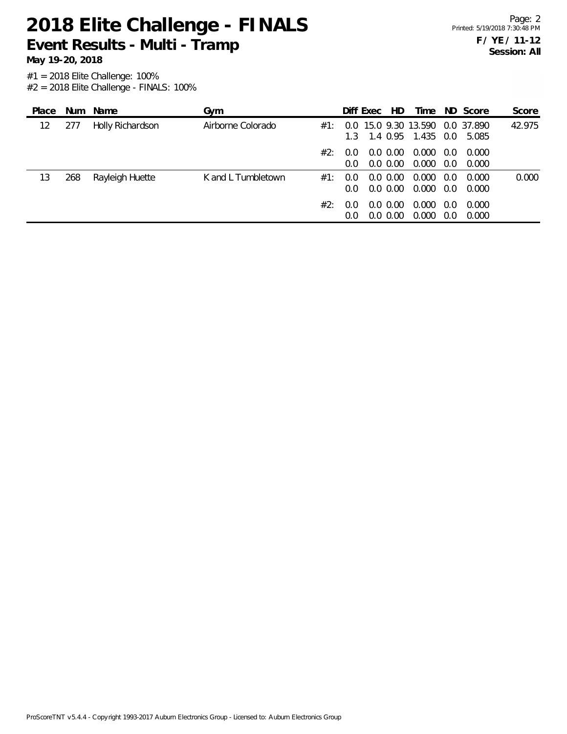# 2018 Elite Challenge - FINALS

## Event Results - Multi - Tramp

**May 19-20, 2018**

**F / YE / 11-12**
**Session: All**

#1 = 2018 Elite Challenge: 100%
#2 = 2018 Elite Challenge - FINALS: 100%

| Place | Num | Name | Gym | | Diff | Exec | HD | Time | ND | Score | Score |
|---|---|---|---|---|---|---|---|---|---|---|---|
| 12 | 277 | Holly Richardson | Airborne Colorado | #1: | 0.0 | 15.0 | 9.30 | 13.590 | 0.0 | 37.890 | 42.975 |
| | | | | | 1.3 | 1.4 | 0.95 | 1.435 | 0.0 | 5.085 | |
| | | | | #2: | 0.0 | 0.0 | 0.00 | 0.000 | 0.0 | 0.000 | |
| | | | | | 0.0 | 0.0 | 0.00 | 0.000 | 0.0 | 0.000 | |
| 13 | 268 | Rayleigh Huette | K and L Tumbletown | #1: | 0.0 | 0.0 | 0.00 | 0.000 | 0.0 | 0.000 | 0.000 |
| | | | | | 0.0 | 0.0 | 0.00 | 0.000 | 0.0 | 0.000 | |
| | | | | #2: | 0.0 | 0.0 | 0.00 | 0.000 | 0.0 | 0.000 | |
| | | | | | 0.0 | 0.0 | 0.00 | 0.000 | 0.0 | 0.000 | |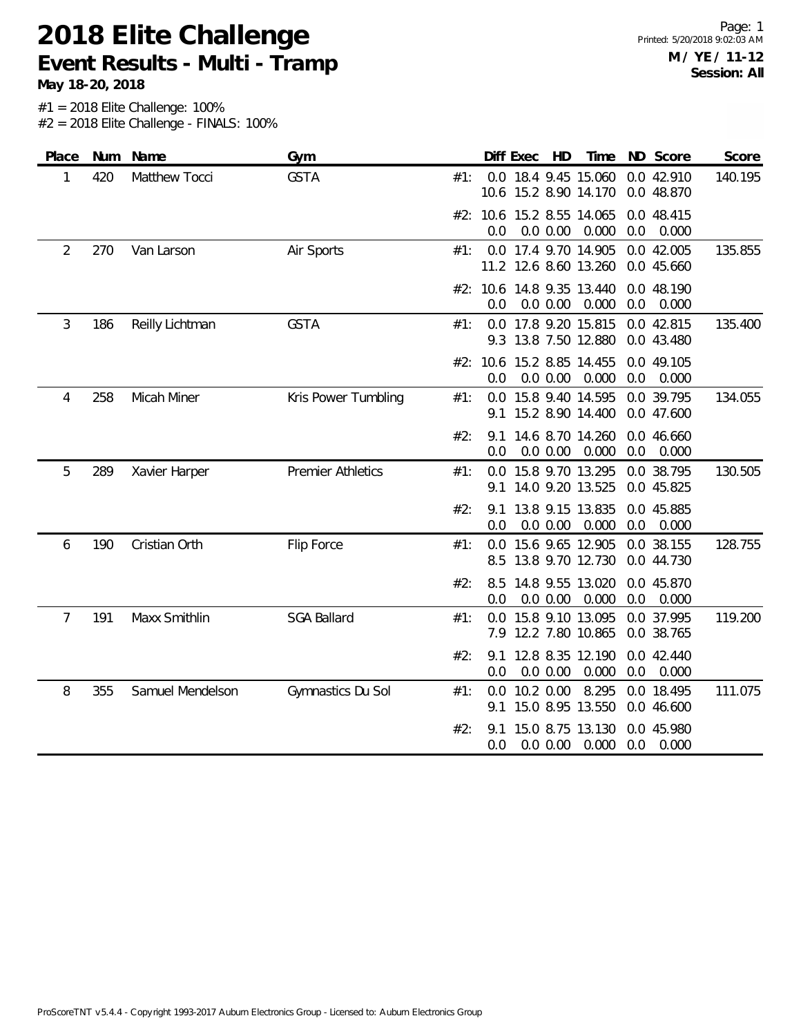# 2018 Elite Challenge
## Event Results - Multi - Tramp

**May 18-20, 2018**

**M / YE / 11-12**
**Session: All**

#1 = 2018 Elite Challenge: 100%
#2 = 2018 Elite Challenge - FINALS: 100%

| Place | Num | Name | Gym | | Diff | Exec | HD | Time | ND | Score | Score |
|---|---|---|---|---|---|---|---|---|---|---|---|
| 1 | 420 | Matthew Tocci | GSTA | #1: | 0.0 | 18.4 | 9.45 | 15.060 | 0.0 | 42.910 | 140.195 |
| | | | | | 10.6 | 15.2 | 8.90 | 14.170 | 0.0 | 48.870 | |
| | | | | #2: | 10.6 | 15.2 | 8.55 | 14.065 | 0.0 | 48.415 | |
| | | | | | 0.0 | 0.0 | 0.00 | 0.000 | 0.0 | 0.000 | |
| 2 | 270 | Van Larson | Air Sports | #1: | 0.0 | 17.4 | 9.70 | 14.905 | 0.0 | 42.005 | 135.855 |
| | | | | | 11.2 | 12.6 | 8.60 | 13.260 | 0.0 | 45.660 | |
| | | | | #2: | 10.6 | 14.8 | 9.35 | 13.440 | 0.0 | 48.190 | |
| | | | | | 0.0 | 0.0 | 0.00 | 0.000 | 0.0 | 0.000 | |
| 3 | 186 | Reilly Lichtman | GSTA | #1: | 0.0 | 17.8 | 9.20 | 15.815 | 0.0 | 42.815 | 135.400 |
| | | | | | 9.3 | 13.8 | 7.50 | 12.880 | 0.0 | 43.480 | |
| | | | | #2: | 10.6 | 15.2 | 8.85 | 14.455 | 0.0 | 49.105 | |
| | | | | | 0.0 | 0.0 | 0.00 | 0.000 | 0.0 | 0.000 | |
| 4 | 258 | Micah Miner | Kris Power Tumbling | #1: | 0.0 | 15.8 | 9.40 | 14.595 | 0.0 | 39.795 | 134.055 |
| | | | | | 9.1 | 15.2 | 8.90 | 14.400 | 0.0 | 47.600 | |
| | | | | #2: | 9.1 | 14.6 | 8.70 | 14.260 | 0.0 | 46.660 | |
| | | | | | 0.0 | 0.0 | 0.00 | 0.000 | 0.0 | 0.000 | |
| 5 | 289 | Xavier Harper | Premier Athletics | #1: | 0.0 | 15.8 | 9.70 | 13.295 | 0.0 | 38.795 | 130.505 |
| | | | | | 9.1 | 14.0 | 9.20 | 13.525 | 0.0 | 45.825 | |
| | | | | #2: | 9.1 | 13.8 | 9.15 | 13.835 | 0.0 | 45.885 | |
| | | | | | 0.0 | 0.0 | 0.00 | 0.000 | 0.0 | 0.000 | |
| 6 | 190 | Cristian Orth | Flip Force | #1: | 0.0 | 15.6 | 9.65 | 12.905 | 0.0 | 38.155 | 128.755 |
| | | | | | 8.5 | 13.8 | 9.70 | 12.730 | 0.0 | 44.730 | |
| | | | | #2: | 8.5 | 14.8 | 9.55 | 13.020 | 0.0 | 45.870 | |
| | | | | | 0.0 | 0.0 | 0.00 | 0.000 | 0.0 | 0.000 | |
| 7 | 191 | Maxx Smithlin | SGA Ballard | #1: | 0.0 | 15.8 | 9.10 | 13.095 | 0.0 | 37.995 | 119.200 |
| | | | | | 7.9 | 12.2 | 7.80 | 10.865 | 0.0 | 38.765 | |
| | | | | #2: | 9.1 | 12.8 | 8.35 | 12.190 | 0.0 | 42.440 | |
| | | | | | 0.0 | 0.0 | 0.00 | 0.000 | 0.0 | 0.000 | |
| 8 | 355 | Samuel Mendelson | Gymnastics Du Sol | #1: | 0.0 | 10.2 | 0.00 | 8.295 | 0.0 | 18.495 | 111.075 |
| | | | | | 9.1 | 15.0 | 8.95 | 13.550 | 0.0 | 46.600 | |
| | | | | #2: | 9.1 | 15.0 | 8.75 | 13.130 | 0.0 | 45.980 | |
| | | | | | 0.0 | 0.0 | 0.00 | 0.000 | 0.0 | 0.000 | |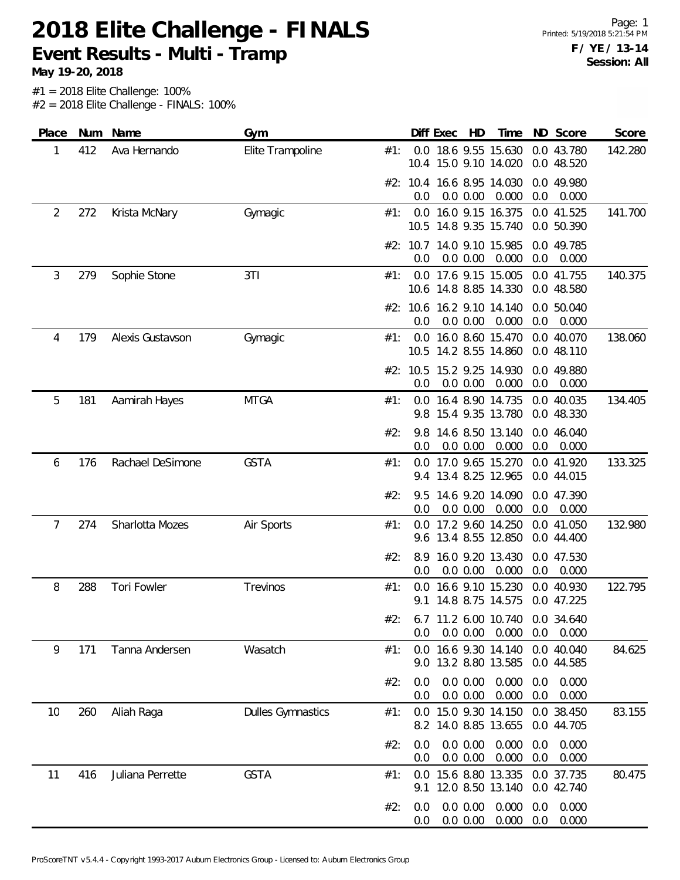# 2018 Elite Challenge - FINALS

## Event Results - Multi - Tramp

**May 19-20, 2018**

**F / YE / 13-14**
**Session: All**

#1 = 2018 Elite Challenge: 100%
#2 = 2018 Elite Challenge - FINALS: 100%

| Place | Num | Name | Gym | | Diff | Exec | HD | Time | ND | Score | Score |
|---|---|---|---|---|---|---|---|---|---|---|---|
| 1 | 412 | Ava Hernando | Elite Trampoline | #1: | 0.0 | 18.6 | 9.55 | 15.630 | 0.0 | 43.780 | 142.280 |
| | | | | | 10.4 | 15.0 | 9.10 | 14.020 | 0.0 | 48.520 | |
| | | | | #2: | 10.4 | 16.6 | 8.95 | 14.030 | 0.0 | 49.980 | |
| | | | | | 0.0 | 0.0 | 0.00 | 0.000 | 0.0 | 0.000 | |
| 2 | 272 | Krista McNary | Gymagic | #1: | 0.0 | 16.0 | 9.15 | 16.375 | 0.0 | 41.525 | 141.700 |
| | | | | | 10.5 | 14.8 | 9.35 | 15.740 | 0.0 | 50.390 | |
| | | | | #2: | 10.7 | 14.0 | 9.10 | 15.985 | 0.0 | 49.785 | |
| | | | | | 0.0 | 0.0 | 0.00 | 0.000 | 0.0 | 0.000 | |
| 3 | 279 | Sophie Stone | 3TI | #1: | 0.0 | 17.6 | 9.15 | 15.005 | 0.0 | 41.755 | 140.375 |
| | | | | | 10.6 | 14.8 | 8.85 | 14.330 | 0.0 | 48.580 | |
| | | | | #2: | 10.6 | 16.2 | 9.10 | 14.140 | 0.0 | 50.040 | |
| | | | | | 0.0 | 0.0 | 0.00 | 0.000 | 0.0 | 0.000 | |
| 4 | 179 | Alexis Gustavson | Gymagic | #1: | 0.0 | 16.0 | 8.60 | 15.470 | 0.0 | 40.070 | 138.060 |
| | | | | | 10.5 | 14.2 | 8.55 | 14.860 | 0.0 | 48.110 | |
| | | | | #2: | 10.5 | 15.2 | 9.25 | 14.930 | 0.0 | 49.880 | |
| | | | | | 0.0 | 0.0 | 0.00 | 0.000 | 0.0 | 0.000 | |
| 5 | 181 | Aamirah Hayes | MTGA | #1: | 0.0 | 16.4 | 8.90 | 14.735 | 0.0 | 40.035 | 134.405 |
| | | | | | 9.8 | 15.4 | 9.35 | 13.780 | 0.0 | 48.330 | |
| | | | | #2: | 9.8 | 14.6 | 8.50 | 13.140 | 0.0 | 46.040 | |
| | | | | | 0.0 | 0.0 | 0.00 | 0.000 | 0.0 | 0.000 | |
| 6 | 176 | Rachael DeSimone | GSTA | #1: | 0.0 | 17.0 | 9.65 | 15.270 | 0.0 | 41.920 | 133.325 |
| | | | | | 9.4 | 13.4 | 8.25 | 12.965 | 0.0 | 44.015 | |
| | | | | #2: | 9.5 | 14.6 | 9.20 | 14.090 | 0.0 | 47.390 | |
| | | | | | 0.0 | 0.0 | 0.00 | 0.000 | 0.0 | 0.000 | |
| 7 | 274 | Sharlotta Mozes | Air Sports | #1: | 0.0 | 17.2 | 9.60 | 14.250 | 0.0 | 41.050 | 132.980 |
| | | | | | 9.6 | 13.4 | 8.55 | 12.850 | 0.0 | 44.400 | |
| | | | | #2: | 8.9 | 16.0 | 9.20 | 13.430 | 0.0 | 47.530 | |
| | | | | | 0.0 | 0.0 | 0.00 | 0.000 | 0.0 | 0.000 | |
| 8 | 288 | Tori Fowler | Trevinos | #1: | 0.0 | 16.6 | 9.10 | 15.230 | 0.0 | 40.930 | 122.795 |
| | | | | | 9.1 | 14.8 | 8.75 | 14.575 | 0.0 | 47.225 | |
| | | | | #2: | 6.7 | 11.2 | 6.00 | 10.740 | 0.0 | 34.640 | |
| | | | | | 0.0 | 0.0 | 0.00 | 0.000 | 0.0 | 0.000 | |
| 9 | 171 | Tanna Andersen | Wasatch | #1: | 0.0 | 16.6 | 9.30 | 14.140 | 0.0 | 40.040 | 84.625 |
| | | | | | 9.0 | 13.2 | 8.80 | 13.585 | 0.0 | 44.585 | |
| | | | | #2: | 0.0 | 0.0 | 0.00 | 0.000 | 0.0 | 0.000 | |
| | | | | | 0.0 | 0.0 | 0.00 | 0.000 | 0.0 | 0.000 | |
| 10 | 260 | Aliah Raga | Dulles Gymnastics | #1: | 0.0 | 15.0 | 9.30 | 14.150 | 0.0 | 38.450 | 83.155 |
| | | | | | 8.2 | 14.0 | 8.85 | 13.655 | 0.0 | 44.705 | |
| | | | | #2: | 0.0 | 0.0 | 0.00 | 0.000 | 0.0 | 0.000 | |
| | | | | | 0.0 | 0.0 | 0.00 | 0.000 | 0.0 | 0.000 | |
| 11 | 416 | Juliana Perrette | GSTA | #1: | 0.0 | 15.6 | 8.80 | 13.335 | 0.0 | 37.735 | 80.475 |
| | | | | | 9.1 | 12.0 | 8.50 | 13.140 | 0.0 | 42.740 | |
| | | | | #2: | 0.0 | 0.0 | 0.00 | 0.000 | 0.0 | 0.000 | |
| | | | | | 0.0 | 0.0 | 0.00 | 0.000 | 0.0 | 0.000 | |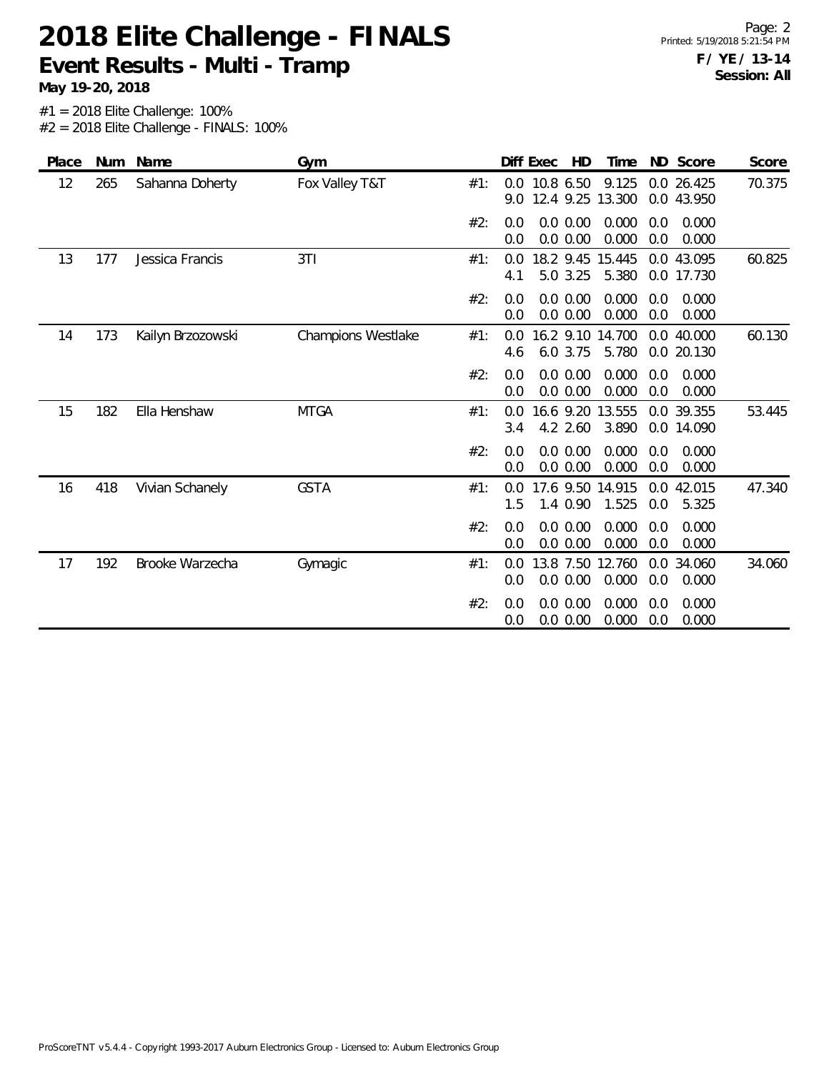# 2018 Elite Challenge - FINALS

## Event Results - Multi - Tramp

**May 19-20, 2018**

**F / YE / 13-14**
**Session: All**

#1 = 2018 Elite Challenge: 100%
#2 = 2018 Elite Challenge - FINALS: 100%

| Place | Num | Name | Gym | | Diff | Exec | HD | Time | ND | Score | Score |
|---|---|---|---|---|---|---|---|---|---|---|---|
| 12 | 265 | Sahanna Doherty | Fox Valley T&T | #1: | 0.0 | 10.8 | 6.50 | 9.125 | 0.0 | 26.425 | 70.375 |
| | | | | | 9.0 | 12.4 | 9.25 | 13.300 | 0.0 | 43.950 | |
| | | | | #2: | 0.0 | 0.0 | 0.00 | 0.000 | 0.0 | 0.000 | |
| | | | | | 0.0 | 0.0 | 0.00 | 0.000 | 0.0 | 0.000 | |
| 13 | 177 | Jessica Francis | 3TI | #1: | 0.0 | 18.2 | 9.45 | 15.445 | 0.0 | 43.095 | 60.825 |
| | | | | | 4.1 | 5.0 | 3.25 | 5.380 | 0.0 | 17.730 | |
| | | | | #2: | 0.0 | 0.0 | 0.00 | 0.000 | 0.0 | 0.000 | |
| | | | | | 0.0 | 0.0 | 0.00 | 0.000 | 0.0 | 0.000 | |
| 14 | 173 | Kailyn Brzozowski | Champions Westlake | #1: | 0.0 | 16.2 | 9.10 | 14.700 | 0.0 | 40.000 | 60.130 |
| | | | | | 4.6 | 6.0 | 3.75 | 5.780 | 0.0 | 20.130 | |
| | | | | #2: | 0.0 | 0.0 | 0.00 | 0.000 | 0.0 | 0.000 | |
| | | | | | 0.0 | 0.0 | 0.00 | 0.000 | 0.0 | 0.000 | |
| 15 | 182 | Ella Henshaw | MTGA | #1: | 0.0 | 16.6 | 9.20 | 13.555 | 0.0 | 39.355 | 53.445 |
| | | | | | 3.4 | 4.2 | 2.60 | 3.890 | 0.0 | 14.090 | |
| | | | | #2: | 0.0 | 0.0 | 0.00 | 0.000 | 0.0 | 0.000 | |
| | | | | | 0.0 | 0.0 | 0.00 | 0.000 | 0.0 | 0.000 | |
| 16 | 418 | Vivian Schanely | GSTA | #1: | 0.0 | 17.6 | 9.50 | 14.915 | 0.0 | 42.015 | 47.340 |
| | | | | | 1.5 | 1.4 | 0.90 | 1.525 | 0.0 | 5.325 | |
| | | | | #2: | 0.0 | 0.0 | 0.00 | 0.000 | 0.0 | 0.000 | |
| | | | | | 0.0 | 0.0 | 0.00 | 0.000 | 0.0 | 0.000 | |
| 17 | 192 | Brooke Warzecha | Gymagic | #1: | 0.0 | 13.8 | 7.50 | 12.760 | 0.0 | 34.060 | 34.060 |
| | | | | | 0.0 | 0.0 | 0.00 | 0.000 | 0.0 | 0.000 | |
| | | | | #2: | 0.0 | 0.0 | 0.00 | 0.000 | 0.0 | 0.000 | |
| | | | | | 0.0 | 0.0 | 0.00 | 0.000 | 0.0 | 0.000 | |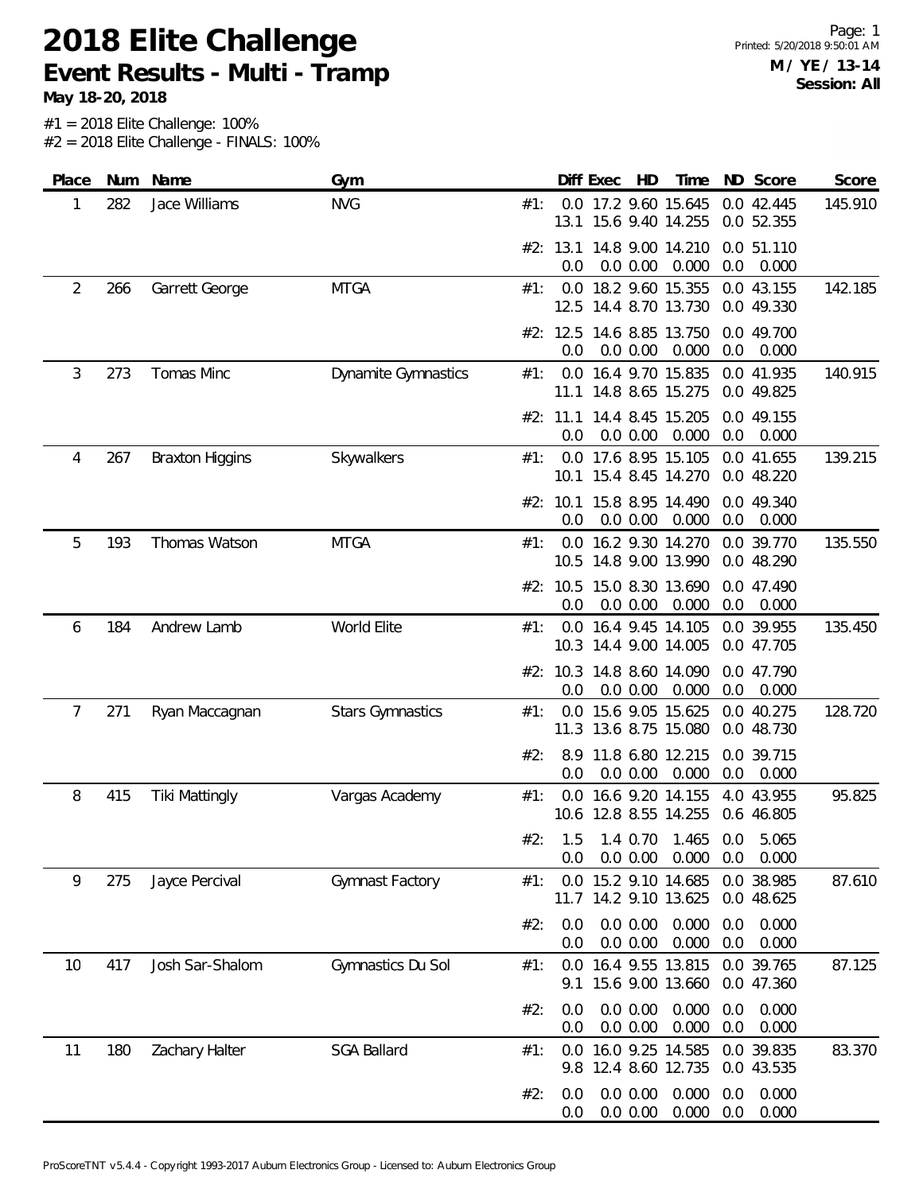# 2018 Elite Challenge

## Event Results - Multi - Tramp

**May 18-20, 2018**

**M / YE / 13-14**
**Session: All**

#1 = 2018 Elite Challenge: 100%
#2 = 2018 Elite Challenge - FINALS: 100%

| Place | Num | Name | Gym | | Diff | Exec | HD | Time | ND | Score | Score |
|---|---|---|---|---|---|---|---|---|---|---|---|
| 1 | 282 | Jace Williams | NVG | #1: | 0.0 | 17.2 | 9.60 | 15.645 | 0.0 | 42.445 | 145.910 |
| | | | | | 13.1 | 15.6 | 9.40 | 14.255 | 0.0 | 52.355 | |
| | | | | #2: | 13.1 | 14.8 | 9.00 | 14.210 | 0.0 | 51.110 | |
| | | | | | 0.0 | 0.0 | 0.00 | 0.000 | 0.0 | 0.000 | |
| 2 | 266 | Garrett George | MTGA | #1: | 0.0 | 18.2 | 9.60 | 15.355 | 0.0 | 43.155 | 142.185 |
| | | | | | 12.5 | 14.4 | 8.70 | 13.730 | 0.0 | 49.330 | |
| | | | | #2: | 12.5 | 14.6 | 8.85 | 13.750 | 0.0 | 49.700 | |
| | | | | | 0.0 | 0.0 | 0.00 | 0.000 | 0.0 | 0.000 | |
| 3 | 273 | Tomas Minc | Dynamite Gymnastics | #1: | 0.0 | 16.4 | 9.70 | 15.835 | 0.0 | 41.935 | 140.915 |
| | | | | | 11.1 | 14.8 | 8.65 | 15.275 | 0.0 | 49.825 | |
| | | | | #2: | 11.1 | 14.4 | 8.45 | 15.205 | 0.0 | 49.155 | |
| | | | | | 0.0 | 0.0 | 0.00 | 0.000 | 0.0 | 0.000 | |
| 4 | 267 | Braxton Higgins | Skywalkers | #1: | 0.0 | 17.6 | 8.95 | 15.105 | 0.0 | 41.655 | 139.215 |
| | | | | | 10.1 | 15.4 | 8.45 | 14.270 | 0.0 | 48.220 | |
| | | | | #2: | 10.1 | 15.8 | 8.95 | 14.490 | 0.0 | 49.340 | |
| | | | | | 0.0 | 0.0 | 0.00 | 0.000 | 0.0 | 0.000 | |
| 5 | 193 | Thomas Watson | MTGA | #1: | 0.0 | 16.2 | 9.30 | 14.270 | 0.0 | 39.770 | 135.550 |
| | | | | | 10.5 | 14.8 | 9.00 | 13.990 | 0.0 | 48.290 | |
| | | | | #2: | 10.5 | 15.0 | 8.30 | 13.690 | 0.0 | 47.490 | |
| | | | | | 0.0 | 0.0 | 0.00 | 0.000 | 0.0 | 0.000 | |
| 6 | 184 | Andrew Lamb | World Elite | #1: | 0.0 | 16.4 | 9.45 | 14.105 | 0.0 | 39.955 | 135.450 |
| | | | | | 10.3 | 14.4 | 9.00 | 14.005 | 0.0 | 47.705 | |
| | | | | #2: | 10.3 | 14.8 | 8.60 | 14.090 | 0.0 | 47.790 | |
| | | | | | 0.0 | 0.0 | 0.00 | 0.000 | 0.0 | 0.000 | |
| 7 | 271 | Ryan Maccagnan | Stars Gymnastics | #1: | 0.0 | 15.6 | 9.05 | 15.625 | 0.0 | 40.275 | 128.720 |
| | | | | | 11.3 | 13.6 | 8.75 | 15.080 | 0.0 | 48.730 | |
| | | | | #2: | 8.9 | 11.8 | 6.80 | 12.215 | 0.0 | 39.715 | |
| | | | | | 0.0 | 0.0 | 0.00 | 0.000 | 0.0 | 0.000 | |
| 8 | 415 | Tiki Mattingly | Vargas Academy | #1: | 0.0 | 16.6 | 9.20 | 14.155 | 4.0 | 43.955 | 95.825 |
| | | | | | 10.6 | 12.8 | 8.55 | 14.255 | 0.6 | 46.805 | |
| | | | | #2: | 1.5 | 1.4 | 0.70 | 1.465 | 0.0 | 5.065 | |
| | | | | | 0.0 | 0.0 | 0.00 | 0.000 | 0.0 | 0.000 | |
| 9 | 275 | Jayce Percival | Gymnast Factory | #1: | 0.0 | 15.2 | 9.10 | 14.685 | 0.0 | 38.985 | 87.610 |
| | | | | | 11.7 | 14.2 | 9.10 | 13.625 | 0.0 | 48.625 | |
| | | | | #2: | 0.0 | 0.0 | 0.00 | 0.000 | 0.0 | 0.000 | |
| | | | | | 0.0 | 0.0 | 0.00 | 0.000 | 0.0 | 0.000 | |
| 10 | 417 | Josh Sar-Shalom | Gymnastics Du Sol | #1: | 0.0 | 16.4 | 9.55 | 13.815 | 0.0 | 39.765 | 87.125 |
| | | | | | 9.1 | 15.6 | 9.00 | 13.660 | 0.0 | 47.360 | |
| | | | | #2: | 0.0 | 0.0 | 0.00 | 0.000 | 0.0 | 0.000 | |
| | | | | | 0.0 | 0.0 | 0.00 | 0.000 | 0.0 | 0.000 | |
| 11 | 180 | Zachary Halter | SGA Ballard | #1: | 0.0 | 16.0 | 9.25 | 14.585 | 0.0 | 39.835 | 83.370 |
| | | | | | 9.8 | 12.4 | 8.60 | 12.735 | 0.0 | 43.535 | |
| | | | | #2: | 0.0 | 0.0 | 0.00 | 0.000 | 0.0 | 0.000 | |
| | | | | | 0.0 | 0.0 | 0.00 | 0.000 | 0.0 | 0.000 | |

ProScoreTNT v5.4.4 - Copyright 1993-2017 Auburn Electronics Group - Licensed to: Auburn Electronics Group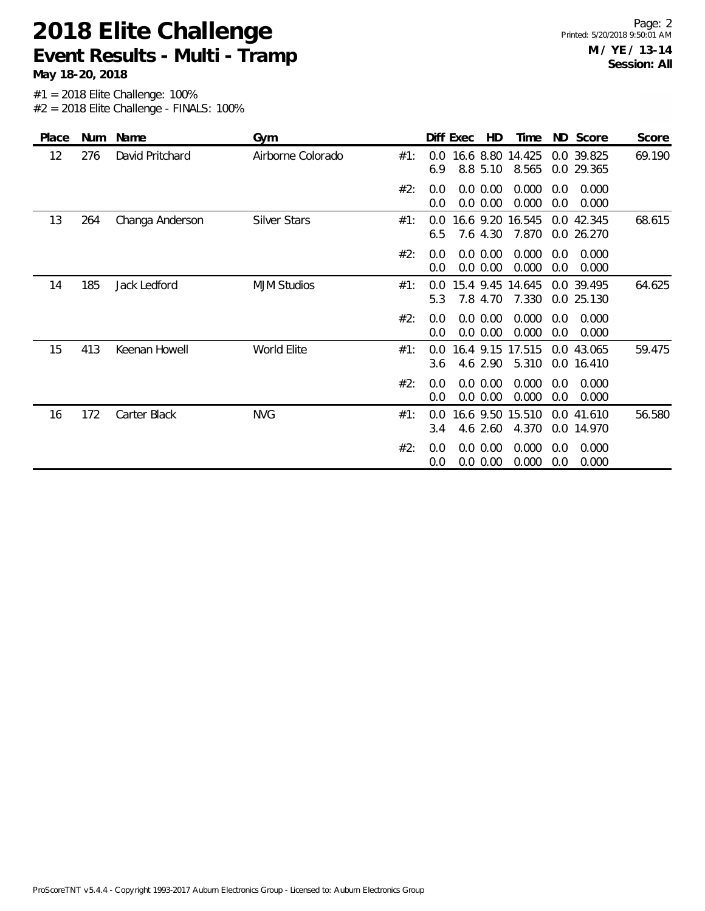# 2018 Elite Challenge

## Event Results - Multi - Tramp

**May 18-20, 2018**

**M / YE / 13-14**
**Session: All**

#1 = 2018 Elite Challenge: 100%
#2 = 2018 Elite Challenge - FINALS: 100%

| Place | Num | Name | Gym | | Diff | Exec | HD | Time | ND | Score | Score |
|---|---|---|---|---|---|---|---|---|---|---|---|
| 12 | 276 | David Pritchard | Airborne Colorado | #1: | 0.0 | 16.6 | 8.80 | 14.425 | 0.0 | 39.825 | 69.190 |
| | | | | | 6.9 | 8.8 | 5.10 | 8.565 | 0.0 | 29.365 | |
| | | | | #2: | 0.0 | 0.0 | 0.00 | 0.000 | 0.0 | 0.000 | |
| | | | | | 0.0 | 0.0 | 0.00 | 0.000 | 0.0 | 0.000 | |
| 13 | 264 | Changa Anderson | Silver Stars | #1: | 0.0 | 16.6 | 9.20 | 16.545 | 0.0 | 42.345 | 68.615 |
| | | | | | 6.5 | 7.6 | 4.30 | 7.870 | 0.0 | 26.270 | |
| | | | | #2: | 0.0 | 0.0 | 0.00 | 0.000 | 0.0 | 0.000 | |
| | | | | | 0.0 | 0.0 | 0.00 | 0.000 | 0.0 | 0.000 | |
| 14 | 185 | Jack Ledford | MJM Studios | #1: | 0.0 | 15.4 | 9.45 | 14.645 | 0.0 | 39.495 | 64.625 |
| | | | | | 5.3 | 7.8 | 4.70 | 7.330 | 0.0 | 25.130 | |
| | | | | #2: | 0.0 | 0.0 | 0.00 | 0.000 | 0.0 | 0.000 | |
| | | | | | 0.0 | 0.0 | 0.00 | 0.000 | 0.0 | 0.000 | |
| 15 | 413 | Keenan Howell | World Elite | #1: | 0.0 | 16.4 | 9.15 | 17.515 | 0.0 | 43.065 | 59.475 |
| | | | | | 3.6 | 4.6 | 2.90 | 5.310 | 0.0 | 16.410 | |
| | | | | #2: | 0.0 | 0.0 | 0.00 | 0.000 | 0.0 | 0.000 | |
| | | | | | 0.0 | 0.0 | 0.00 | 0.000 | 0.0 | 0.000 | |
| 16 | 172 | Carter Black | NVG | #1: | 0.0 | 16.6 | 9.50 | 15.510 | 0.0 | 41.610 | 56.580 |
| | | | | | 3.4 | 4.6 | 2.60 | 4.370 | 0.0 | 14.970 | |
| | | | | #2: | 0.0 | 0.0 | 0.00 | 0.000 | 0.0 | 0.000 | |
| | | | | | 0.0 | 0.0 | 0.00 | 0.000 | 0.0 | 0.000 | |

ProScoreTNT v5.4.4 - Copyright 1993-2017 Auburn Electronics Group - Licensed to: Auburn Electronics Group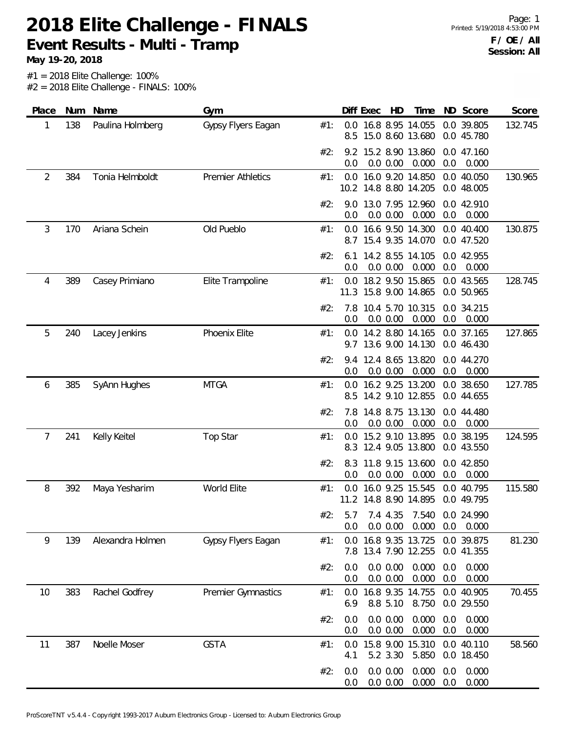# 2018 Elite Challenge - FINALS

## Event Results - Multi - Tramp

**May 19-20, 2018**

F / OE / All
Session: All

#1 = 2018 Elite Challenge: 100%
#2 = 2018 Elite Challenge - FINALS: 100%

| Place | Num | Name | Gym | | Diff | Exec | HD | Time | ND | Score | Score |
|---|---|---|---|---|---|---|---|---|---|---|---|
| 1 | 138 | Paulina Holmberg | Gypsy Flyers Eagan | #1: | 0.0 | 16.8 | 8.95 | 14.055 | 0.0 | 39.805 | 132.745 |
| | | | | | 8.5 | 15.0 | 8.60 | 13.680 | 0.0 | 45.780 | |
| | | | | #2: | 9.2 | 15.2 | 8.90 | 13.860 | 0.0 | 47.160 | |
| | | | | | 0.0 | 0.0 | 0.00 | 0.000 | 0.0 | 0.000 | |
| 2 | 384 | Tonia Helmboldt | Premier Athletics | #1: | 0.0 | 16.0 | 9.20 | 14.850 | 0.0 | 40.050 | 130.965 |
| | | | | | 10.2 | 14.8 | 8.80 | 14.205 | 0.0 | 48.005 | |
| | | | | #2: | 9.0 | 13.0 | 7.95 | 12.960 | 0.0 | 42.910 | |
| | | | | | 0.0 | 0.0 | 0.00 | 0.000 | 0.0 | 0.000 | |
| 3 | 170 | Ariana Schein | Old Pueblo | #1: | 0.0 | 16.6 | 9.50 | 14.300 | 0.0 | 40.400 | 130.875 |
| | | | | | 8.7 | 15.4 | 9.35 | 14.070 | 0.0 | 47.520 | |
| | | | | #2: | 6.1 | 14.2 | 8.55 | 14.105 | 0.0 | 42.955 | |
| | | | | | 0.0 | 0.0 | 0.00 | 0.000 | 0.0 | 0.000 | |
| 4 | 389 | Casey Primiano | Elite Trampoline | #1: | 0.0 | 18.2 | 9.50 | 15.865 | 0.0 | 43.565 | 128.745 |
| | | | | | 11.3 | 15.8 | 9.00 | 14.865 | 0.0 | 50.965 | |
| | | | | #2: | 7.8 | 10.4 | 5.70 | 10.315 | 0.0 | 34.215 | |
| | | | | | 0.0 | 0.0 | 0.00 | 0.000 | 0.0 | 0.000 | |
| 5 | 240 | Lacey Jenkins | Phoenix Elite | #1: | 0.0 | 14.2 | 8.80 | 14.165 | 0.0 | 37.165 | 127.865 |
| | | | | | 9.7 | 13.6 | 9.00 | 14.130 | 0.0 | 46.430 | |
| | | | | #2: | 9.4 | 12.4 | 8.65 | 13.820 | 0.0 | 44.270 | |
| | | | | | 0.0 | 0.0 | 0.00 | 0.000 | 0.0 | 0.000 | |
| 6 | 385 | SyAnn Hughes | MTGA | #1: | 0.0 | 16.2 | 9.25 | 13.200 | 0.0 | 38.650 | 127.785 |
| | | | | | 8.5 | 14.2 | 9.10 | 12.855 | 0.0 | 44.655 | |
| | | | | #2: | 7.8 | 14.8 | 8.75 | 13.130 | 0.0 | 44.480 | |
| | | | | | 0.0 | 0.0 | 0.00 | 0.000 | 0.0 | 0.000 | |
| 7 | 241 | Kelly Keitel | Top Star | #1: | 0.0 | 15.2 | 9.10 | 13.895 | 0.0 | 38.195 | 124.595 |
| | | | | | 8.3 | 12.4 | 9.05 | 13.800 | 0.0 | 43.550 | |
| | | | | #2: | 8.3 | 11.8 | 9.15 | 13.600 | 0.0 | 42.850 | |
| | | | | | 0.0 | 0.0 | 0.00 | 0.000 | 0.0 | 0.000 | |
| 8 | 392 | Maya Yesharim | World Elite | #1: | 0.0 | 16.0 | 9.25 | 15.545 | 0.0 | 40.795 | 115.580 |
| | | | | | 11.2 | 14.8 | 8.90 | 14.895 | 0.0 | 49.795 | |
| | | | | #2: | 5.7 | 7.4 | 4.35 | 7.540 | 0.0 | 24.990 | |
| | | | | | 0.0 | 0.0 | 0.00 | 0.000 | 0.0 | 0.000 | |
| 9 | 139 | Alexandra Holmen | Gypsy Flyers Eagan | #1: | 0.0 | 16.8 | 9.35 | 13.725 | 0.0 | 39.875 | 81.230 |
| | | | | | 7.8 | 13.4 | 7.90 | 12.255 | 0.0 | 41.355 | |
| | | | | #2: | 0.0 | 0.0 | 0.00 | 0.000 | 0.0 | 0.000 | |
| | | | | | 0.0 | 0.0 | 0.00 | 0.000 | 0.0 | 0.000 | |
| 10 | 383 | Rachel Godfrey | Premier Gymnastics | #1: | 0.0 | 16.8 | 9.35 | 14.755 | 0.0 | 40.905 | 70.455 |
| | | | | | 6.9 | 8.8 | 5.10 | 8.750 | 0.0 | 29.550 | |
| | | | | #2: | 0.0 | 0.0 | 0.00 | 0.000 | 0.0 | 0.000 | |
| | | | | | 0.0 | 0.0 | 0.00 | 0.000 | 0.0 | 0.000 | |
| 11 | 387 | Noelle Moser | GSTA | #1: | 0.0 | 15.8 | 9.00 | 15.310 | 0.0 | 40.110 | 58.560 |
| | | | | | 4.1 | 5.2 | 3.30 | 5.850 | 0.0 | 18.450 | |
| | | | | #2: | 0.0 | 0.0 | 0.00 | 0.000 | 0.0 | 0.000 | |
| | | | | | 0.0 | 0.0 | 0.00 | 0.000 | 0.0 | 0.000 | |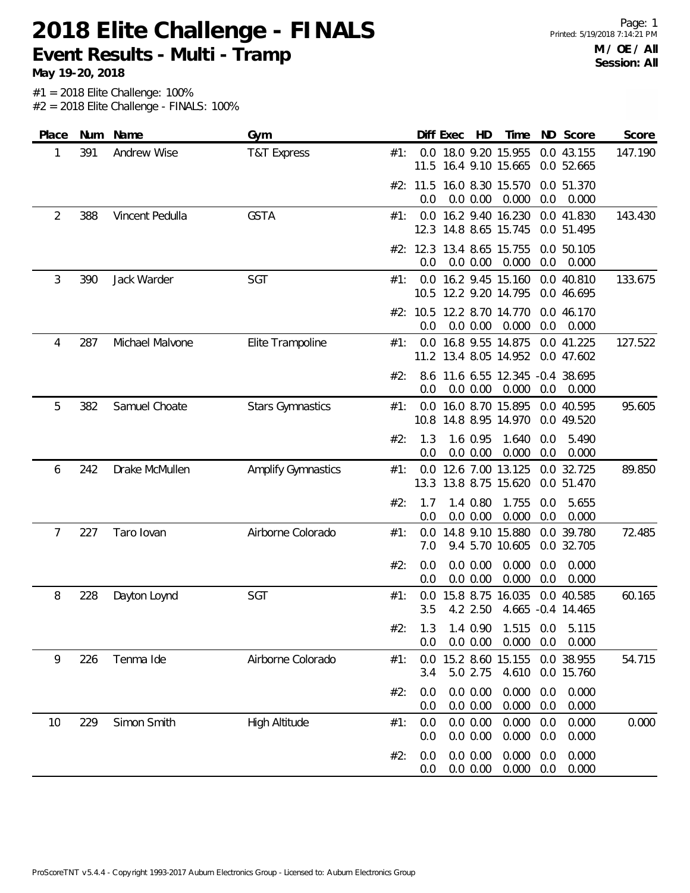# 2018 Elite Challenge - FINALS

## Event Results - Multi - Tramp

**May 19-20, 2018**

Page: 1
Printed: 5/19/2018 7:14:21 PM
**M / OE / All**
**Session: All**

#1 = 2018 Elite Challenge: 100%
#2 = 2018 Elite Challenge - FINALS: 100%

| Place | Num | Name | Gym | | Diff | Exec | HD | Time | ND | Score | Score |
|---|---|---|---|---|---|---|---|---|---|---|---|
| 1 | 391 | Andrew Wise | T&T Express | #1: | 0.0 | 18.0 | 9.20 | 15.955 | 0.0 | 43.155 | 147.190 |
| | | | | | 11.5 | 16.4 | 9.10 | 15.665 | 0.0 | 52.665 | |
| | | | | #2: | 11.5 | 16.0 | 8.30 | 15.570 | 0.0 | 51.370 | |
| | | | | | 0.0 | 0.0 | 0.00 | 0.000 | 0.0 | 0.000 | |
| 2 | 388 | Vincent Pedulla | GSTA | #1: | 0.0 | 16.2 | 9.40 | 16.230 | 0.0 | 41.830 | 143.430 |
| | | | | | 12.3 | 14.8 | 8.65 | 15.745 | 0.0 | 51.495 | |
| | | | | #2: | 12.3 | 13.4 | 8.65 | 15.755 | 0.0 | 50.105 | |
| | | | | | 0.0 | 0.0 | 0.00 | 0.000 | 0.0 | 0.000 | |
| 3 | 390 | Jack Warder | SGT | #1: | 0.0 | 16.2 | 9.45 | 15.160 | 0.0 | 40.810 | 133.675 |
| | | | | | 10.5 | 12.2 | 9.20 | 14.795 | 0.0 | 46.695 | |
| | | | | #2: | 10.5 | 12.2 | 8.70 | 14.770 | 0.0 | 46.170 | |
| | | | | | 0.0 | 0.0 | 0.00 | 0.000 | 0.0 | 0.000 | |
| 4 | 287 | Michael Malvone | Elite Trampoline | #1: | 0.0 | 16.8 | 9.55 | 14.875 | 0.0 | 41.225 | 127.522 |
| | | | | | 11.2 | 13.4 | 8.05 | 14.952 | 0.0 | 47.602 | |
| | | | | #2: | 8.6 | 11.6 | 6.55 | 12.345 | -0.4 | 38.695 | |
| | | | | | 0.0 | 0.0 | 0.00 | 0.000 | 0.0 | 0.000 | |
| 5 | 382 | Samuel Choate | Stars Gymnastics | #1: | 0.0 | 16.0 | 8.70 | 15.895 | 0.0 | 40.595 | 95.605 |
| | | | | | 10.8 | 14.8 | 8.95 | 14.970 | 0.0 | 49.520 | |
| | | | | #2: | 1.3 | 1.6 | 0.95 | 1.640 | 0.0 | 5.490 | |
| | | | | | 0.0 | 0.0 | 0.00 | 0.000 | 0.0 | 0.000 | |
| 6 | 242 | Drake McMullen | Amplify Gymnastics | #1: | 0.0 | 12.6 | 7.00 | 13.125 | 0.0 | 32.725 | 89.850 |
| | | | | | 13.3 | 13.8 | 8.75 | 15.620 | 0.0 | 51.470 | |
| | | | | #2: | 1.7 | 1.4 | 0.80 | 1.755 | 0.0 | 5.655 | |
| | | | | | 0.0 | 0.0 | 0.00 | 0.000 | 0.0 | 0.000 | |
| 7 | 227 | Taro Iovan | Airborne Colorado | #1: | 0.0 | 14.8 | 9.10 | 15.880 | 0.0 | 39.780 | 72.485 |
| | | | | | 7.0 | 9.4 | 5.70 | 10.605 | 0.0 | 32.705 | |
| | | | | #2: | 0.0 | 0.0 | 0.00 | 0.000 | 0.0 | 0.000 | |
| | | | | | 0.0 | 0.0 | 0.00 | 0.000 | 0.0 | 0.000 | |
| 8 | 228 | Dayton Loynd | SGT | #1: | 0.0 | 15.8 | 8.75 | 16.035 | 0.0 | 40.585 | 60.165 |
| | | | | | 3.5 | 4.2 | 2.50 | 4.665 | -0.4 | 14.465 | |
| | | | | #2: | 1.3 | 1.4 | 0.90 | 1.515 | 0.0 | 5.115 | |
| | | | | | 0.0 | 0.0 | 0.00 | 0.000 | 0.0 | 0.000 | |
| 9 | 226 | Tenma Ide | Airborne Colorado | #1: | 0.0 | 15.2 | 8.60 | 15.155 | 0.0 | 38.955 | 54.715 |
| | | | | | 3.4 | 5.0 | 2.75 | 4.610 | 0.0 | 15.760 | |
| | | | | #2: | 0.0 | 0.0 | 0.00 | 0.000 | 0.0 | 0.000 | |
| | | | | | 0.0 | 0.0 | 0.00 | 0.000 | 0.0 | 0.000 | |
| 10 | 229 | Simon Smith | High Altitude | #1: | 0.0 | 0.0 | 0.00 | 0.000 | 0.0 | 0.000 | 0.000 |
| | | | | | 0.0 | 0.0 | 0.00 | 0.000 | 0.0 | 0.000 | |
| | | | | #2: | 0.0 | 0.0 | 0.00 | 0.000 | 0.0 | 0.000 | |
| | | | | | 0.0 | 0.0 | 0.00 | 0.000 | 0.0 | 0.000 | |

ProScoreTNT v5.4.4 - Copyright 1993-2017 Auburn Electronics Group - Licensed to: Auburn Electronics Group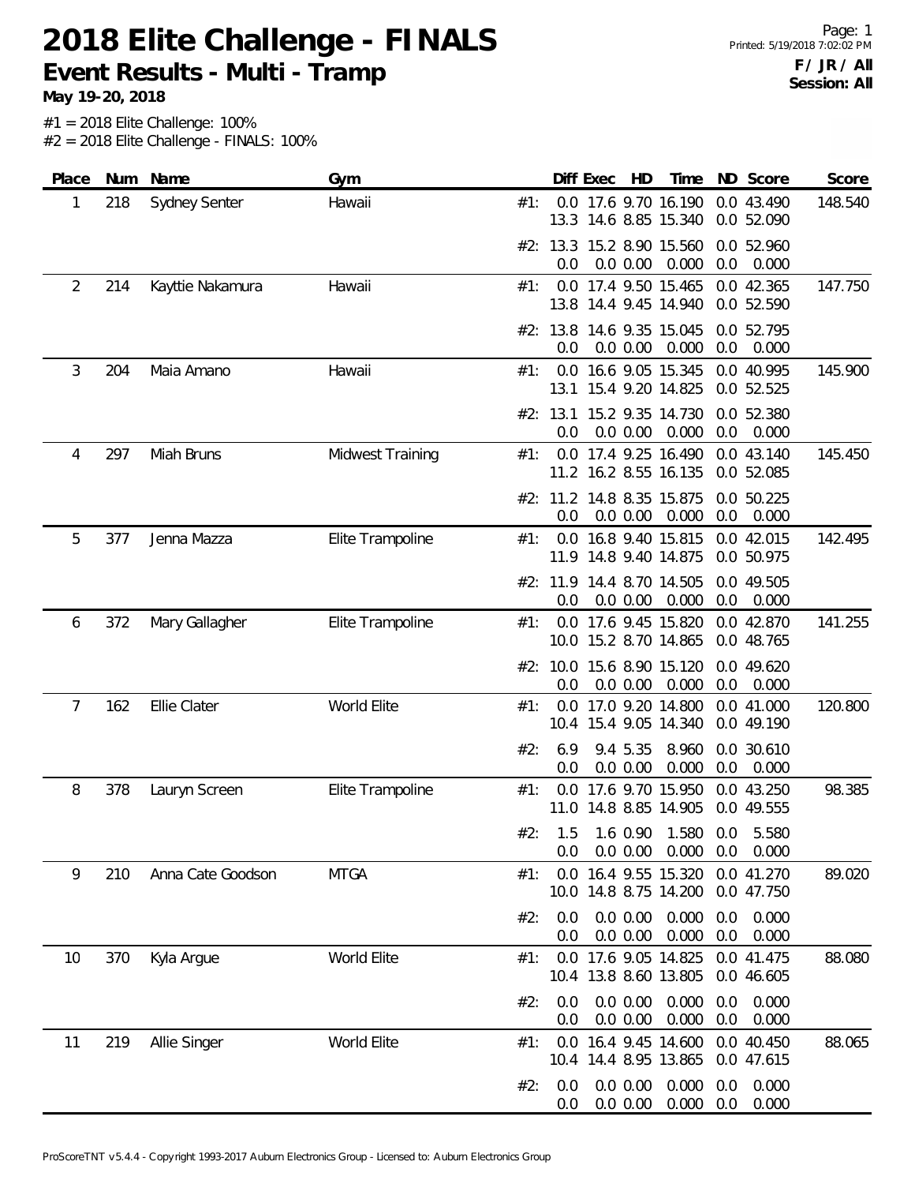# 2018 Elite Challenge - FINALS

**Event Results - Multi - Tramp**

**May 19-20, 2018**

**F / JR / All**
**Session: All**

#1 = 2018 Elite Challenge: 100%
#2 = 2018 Elite Challenge - FINALS: 100%

| Place | Num | Name | Gym | | Diff | Exec | HD | Time | ND | Score | Score |
|---|---|---|---|---|---|---|---|---|---|---|---|
| 1 | 218 | Sydney Senter | Hawaii | #1: | 0.0 | 17.6 | 9.70 | 16.190 | 0.0 | 43.490 | 148.540 |
| | | | | | 13.3 | 14.6 | 8.85 | 15.340 | 0.0 | 52.090 | |
| | | | | #2: | 13.3 | 15.2 | 8.90 | 15.560 | 0.0 | 52.960 | |
| | | | | | 0.0 | 0.0 | 0.00 | 0.000 | 0.0 | 0.000 | |
| 2 | 214 | Kayttie Nakamura | Hawaii | #1: | 0.0 | 17.4 | 9.50 | 15.465 | 0.0 | 42.365 | 147.750 |
| | | | | | 13.8 | 14.4 | 9.45 | 14.940 | 0.0 | 52.590 | |
| | | | | #2: | 13.8 | 14.6 | 9.35 | 15.045 | 0.0 | 52.795 | |
| | | | | | 0.0 | 0.0 | 0.00 | 0.000 | 0.0 | 0.000 | |
| 3 | 204 | Maia Amano | Hawaii | #1: | 0.0 | 16.6 | 9.05 | 15.345 | 0.0 | 40.995 | 145.900 |
| | | | | | 13.1 | 15.4 | 9.20 | 14.825 | 0.0 | 52.525 | |
| | | | | #2: | 13.1 | 15.2 | 9.35 | 14.730 | 0.0 | 52.380 | |
| | | | | | 0.0 | 0.0 | 0.00 | 0.000 | 0.0 | 0.000 | |
| 4 | 297 | Miah Bruns | Midwest Training | #1: | 0.0 | 17.4 | 9.25 | 16.490 | 0.0 | 43.140 | 145.450 |
| | | | | | 11.2 | 16.2 | 8.55 | 16.135 | 0.0 | 52.085 | |
| | | | | #2: | 11.2 | 14.8 | 8.35 | 15.875 | 0.0 | 50.225 | |
| | | | | | 0.0 | 0.0 | 0.00 | 0.000 | 0.0 | 0.000 | |
| 5 | 377 | Jenna Mazza | Elite Trampoline | #1: | 0.0 | 16.8 | 9.40 | 15.815 | 0.0 | 42.015 | 142.495 |
| | | | | | 11.9 | 14.8 | 9.40 | 14.875 | 0.0 | 50.975 | |
| | | | | #2: | 11.9 | 14.4 | 8.70 | 14.505 | 0.0 | 49.505 | |
| | | | | | 0.0 | 0.0 | 0.00 | 0.000 | 0.0 | 0.000 | |
| 6 | 372 | Mary Gallagher | Elite Trampoline | #1: | 0.0 | 17.6 | 9.45 | 15.820 | 0.0 | 42.870 | 141.255 |
| | | | | | 10.0 | 15.2 | 8.70 | 14.865 | 0.0 | 48.765 | |
| | | | | #2: | 10.0 | 15.6 | 8.90 | 15.120 | 0.0 | 49.620 | |
| | | | | | 0.0 | 0.0 | 0.00 | 0.000 | 0.0 | 0.000 | |
| 7 | 162 | Ellie Clater | World Elite | #1: | 0.0 | 17.0 | 9.20 | 14.800 | 0.0 | 41.000 | 120.800 |
| | | | | | 10.4 | 15.4 | 9.05 | 14.340 | 0.0 | 49.190 | |
| | | | | #2: | 6.9 | 9.4 | 5.35 | 8.960 | 0.0 | 30.610 | |
| | | | | | 0.0 | 0.0 | 0.00 | 0.000 | 0.0 | 0.000 | |
| 8 | 378 | Lauryn Screen | Elite Trampoline | #1: | 0.0 | 17.6 | 9.70 | 15.950 | 0.0 | 43.250 | 98.385 |
| | | | | | 11.0 | 14.8 | 8.85 | 14.905 | 0.0 | 49.555 | |
| | | | | #2: | 1.5 | 1.6 | 0.90 | 1.580 | 0.0 | 5.580 | |
| | | | | | 0.0 | 0.0 | 0.00 | 0.000 | 0.0 | 0.000 | |
| 9 | 210 | Anna Cate Goodson | MTGA | #1: | 0.0 | 16.4 | 9.55 | 15.320 | 0.0 | 41.270 | 89.020 |
| | | | | | 10.0 | 14.8 | 8.75 | 14.200 | 0.0 | 47.750 | |
| | | | | #2: | 0.0 | 0.0 | 0.00 | 0.000 | 0.0 | 0.000 | |
| | | | | | 0.0 | 0.0 | 0.00 | 0.000 | 0.0 | 0.000 | |
| 10 | 370 | Kyla Argue | World Elite | #1: | 0.0 | 17.6 | 9.05 | 14.825 | 0.0 | 41.475 | 88.080 |
| | | | | | 10.4 | 13.8 | 8.60 | 13.805 | 0.0 | 46.605 | |
| | | | | #2: | 0.0 | 0.0 | 0.00 | 0.000 | 0.0 | 0.000 | |
| | | | | | 0.0 | 0.0 | 0.00 | 0.000 | 0.0 | 0.000 | |
| 11 | 219 | Allie Singer | World Elite | #1: | 0.0 | 16.4 | 9.45 | 14.600 | 0.0 | 40.450 | 88.065 |
| | | | | | 10.4 | 14.4 | 8.95 | 13.865 | 0.0 | 47.615 | |
| | | | | #2: | 0.0 | 0.0 | 0.00 | 0.000 | 0.0 | 0.000 | |
| | | | | | 0.0 | 0.0 | 0.00 | 0.000 | 0.0 | 0.000 | |

ProScoreTNT v5.4.4 - Copyright 1993-2017 Auburn Electronics Group - Licensed to: Auburn Electronics Group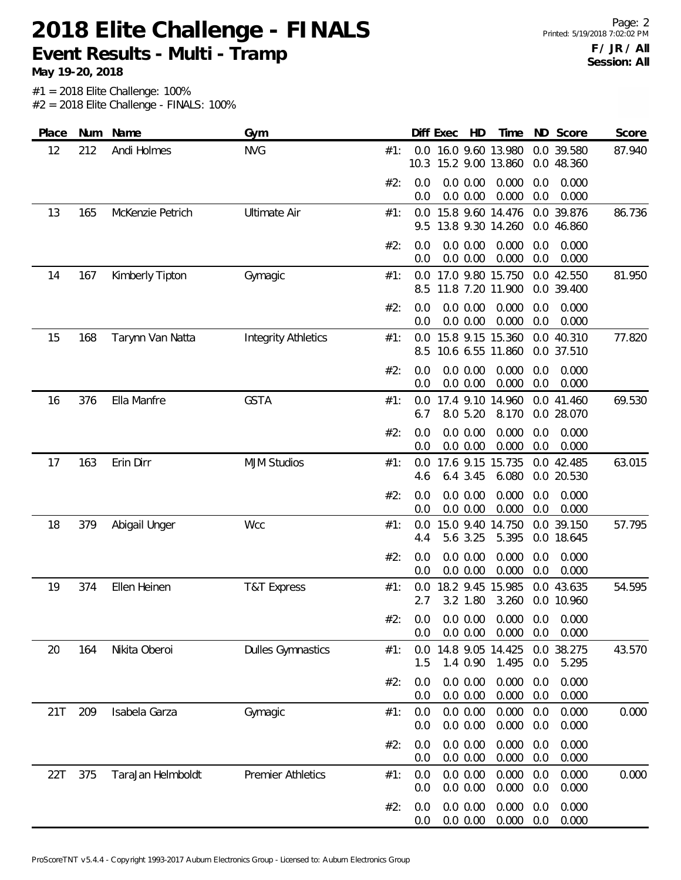# 2018 Elite Challenge - FINALS

**Event Results - Multi - Tramp**

**May 19-20, 2018**

**F / JR / All**
**Session: All**

#1 = 2018 Elite Challenge: 100%
#2 = 2018 Elite Challenge - FINALS: 100%

| Place | Num | Name | Gym | | Diff | Exec | HD | Time | ND | Score | Score |
|---|---|---|---|---|---|---|---|---|---|---|---|
| 12 | 212 | Andi Holmes | NVG | #1: | 0.0 | 16.0 | 9.60 | 13.980 | 0.0 | 39.580 | 87.940 |
| | | | | | 10.3 | 15.2 | 9.00 | 13.860 | 0.0 | 48.360 | |
| | | | | #2: | 0.0 | 0.0 | 0.00 | 0.000 | 0.0 | 0.000 | |
| | | | | | 0.0 | 0.0 | 0.00 | 0.000 | 0.0 | 0.000 | |
| 13 | 165 | McKenzie Petrich | Ultimate Air | #1: | 0.0 | 15.8 | 9.60 | 14.476 | 0.0 | 39.876 | 86.736 |
| | | | | | 9.5 | 13.8 | 9.30 | 14.260 | 0.0 | 46.860 | |
| | | | | #2: | 0.0 | 0.0 | 0.00 | 0.000 | 0.0 | 0.000 | |
| | | | | | 0.0 | 0.0 | 0.00 | 0.000 | 0.0 | 0.000 | |
| 14 | 167 | Kimberly Tipton | Gymagic | #1: | 0.0 | 17.0 | 9.80 | 15.750 | 0.0 | 42.550 | 81.950 |
| | | | | | 8.5 | 11.8 | 7.20 | 11.900 | 0.0 | 39.400 | |
| | | | | #2: | 0.0 | 0.0 | 0.00 | 0.000 | 0.0 | 0.000 | |
| | | | | | 0.0 | 0.0 | 0.00 | 0.000 | 0.0 | 0.000 | |
| 15 | 168 | Tarynn Van Natta | Integrity Athletics | #1: | 0.0 | 15.8 | 9.15 | 15.360 | 0.0 | 40.310 | 77.820 |
| | | | | | 8.5 | 10.6 | 6.55 | 11.860 | 0.0 | 37.510 | |
| | | | | #2: | 0.0 | 0.0 | 0.00 | 0.000 | 0.0 | 0.000 | |
| | | | | | 0.0 | 0.0 | 0.00 | 0.000 | 0.0 | 0.000 | |
| 16 | 376 | Ella Manfre | GSTA | #1: | 0.0 | 17.4 | 9.10 | 14.960 | 0.0 | 41.460 | 69.530 |
| | | | | | 6.7 | 8.0 | 5.20 | 8.170 | 0.0 | 28.070 | |
| | | | | #2: | 0.0 | 0.0 | 0.00 | 0.000 | 0.0 | 0.000 | |
| | | | | | 0.0 | 0.0 | 0.00 | 0.000 | 0.0 | 0.000 | |
| 17 | 163 | Erin Dirr | MJM Studios | #1: | 0.0 | 17.6 | 9.15 | 15.735 | 0.0 | 42.485 | 63.015 |
| | | | | | 4.6 | 6.4 | 3.45 | 6.080 | 0.0 | 20.530 | |
| | | | | #2: | 0.0 | 0.0 | 0.00 | 0.000 | 0.0 | 0.000 | |
| | | | | | 0.0 | 0.0 | 0.00 | 0.000 | 0.0 | 0.000 | |
| 18 | 379 | Abigail Unger | Wcc | #1: | 0.0 | 15.0 | 9.40 | 14.750 | 0.0 | 39.150 | 57.795 |
| | | | | | 4.4 | 5.6 | 3.25 | 5.395 | 0.0 | 18.645 | |
| | | | | #2: | 0.0 | 0.0 | 0.00 | 0.000 | 0.0 | 0.000 | |
| | | | | | 0.0 | 0.0 | 0.00 | 0.000 | 0.0 | 0.000 | |
| 19 | 374 | Ellen Heinen | T&T Express | #1: | 0.0 | 18.2 | 9.45 | 15.985 | 0.0 | 43.635 | 54.595 |
| | | | | | 2.7 | 3.2 | 1.80 | 3.260 | 0.0 | 10.960 | |
| | | | | #2: | 0.0 | 0.0 | 0.00 | 0.000 | 0.0 | 0.000 | |
| | | | | | 0.0 | 0.0 | 0.00 | 0.000 | 0.0 | 0.000 | |
| 20 | 164 | Nikita Oberoi | Dulles Gymnastics | #1: | 0.0 | 14.8 | 9.05 | 14.425 | 0.0 | 38.275 | 43.570 |
| | | | | | 1.5 | 1.4 | 0.90 | 1.495 | 0.0 | 5.295 | |
| | | | | #2: | 0.0 | 0.0 | 0.00 | 0.000 | 0.0 | 0.000 | |
| | | | | | 0.0 | 0.0 | 0.00 | 0.000 | 0.0 | 0.000 | |
| 21T | 209 | Isabela Garza | Gymagic | #1: | 0.0 | 0.0 | 0.00 | 0.000 | 0.0 | 0.000 | 0.000 |
| | | | | | 0.0 | 0.0 | 0.00 | 0.000 | 0.0 | 0.000 | |
| | | | | #2: | 0.0 | 0.0 | 0.00 | 0.000 | 0.0 | 0.000 | |
| | | | | | 0.0 | 0.0 | 0.00 | 0.000 | 0.0 | 0.000 | |
| 22T | 375 | TaraJan Helmboldt | Premier Athletics | #1: | 0.0 | 0.0 | 0.00 | 0.000 | 0.0 | 0.000 | 0.000 |
| | | | | | 0.0 | 0.0 | 0.00 | 0.000 | 0.0 | 0.000 | |
| | | | | #2: | 0.0 | 0.0 | 0.00 | 0.000 | 0.0 | 0.000 | |
| | | | | | 0.0 | 0.0 | 0.00 | 0.000 | 0.0 | 0.000 | |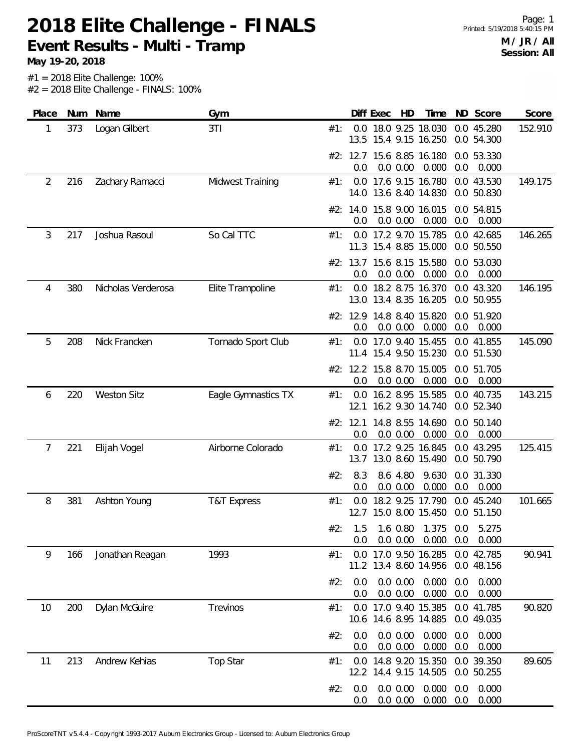# 2018 Elite Challenge - FINALS

**Event Results - Multi - Tramp**

**May 19-20, 2018**

**M / JR / All**
**Session: All**

#1 = 2018 Elite Challenge: 100%
#2 = 2018 Elite Challenge - FINALS: 100%

| Place | Num | Name | Gym | | Diff | Exec | HD | Time | ND | Score | Score |
|---|---|---|---|---|---|---|---|---|---|---|---|
| 1 | 373 | Logan Gilbert | 3TI | #1: | 0.0 | 18.0 | 9.25 | 18.030 | 0.0 | 45.280 | 152.910 |
| | | | | | 13.5 | 15.4 | 9.15 | 16.250 | 0.0 | 54.300 | |
| | | | | #2: | 12.7 | 15.6 | 8.85 | 16.180 | 0.0 | 53.330 | |
| | | | | | 0.0 | 0.0 | 0.00 | 0.000 | 0.0 | 0.000 | |
| 2 | 216 | Zachary Ramacci | Midwest Training | #1: | 0.0 | 17.6 | 9.15 | 16.780 | 0.0 | 43.530 | 149.175 |
| | | | | | 14.0 | 13.6 | 8.40 | 14.830 | 0.0 | 50.830 | |
| | | | | #2: | 14.0 | 15.8 | 9.00 | 16.015 | 0.0 | 54.815 | |
| | | | | | 0.0 | 0.0 | 0.00 | 0.000 | 0.0 | 0.000 | |
| 3 | 217 | Joshua Rasoul | So Cal TTC | #1: | 0.0 | 17.2 | 9.70 | 15.785 | 0.0 | 42.685 | 146.265 |
| | | | | | 11.3 | 15.4 | 8.85 | 15.000 | 0.0 | 50.550 | |
| | | | | #2: | 13.7 | 15.6 | 8.15 | 15.580 | 0.0 | 53.030 | |
| | | | | | 0.0 | 0.0 | 0.00 | 0.000 | 0.0 | 0.000 | |
| 4 | 380 | Nicholas Verderosa | Elite Trampoline | #1: | 0.0 | 18.2 | 8.75 | 16.370 | 0.0 | 43.320 | 146.195 |
| | | | | | 13.0 | 13.4 | 8.35 | 16.205 | 0.0 | 50.955 | |
| | | | | #2: | 12.9 | 14.8 | 8.40 | 15.820 | 0.0 | 51.920 | |
| | | | | | 0.0 | 0.0 | 0.00 | 0.000 | 0.0 | 0.000 | |
| 5 | 208 | Nick Francken | Tornado Sport Club | #1: | 0.0 | 17.0 | 9.40 | 15.455 | 0.0 | 41.855 | 145.090 |
| | | | | | 11.4 | 15.4 | 9.50 | 15.230 | 0.0 | 51.530 | |
| | | | | #2: | 12.2 | 15.8 | 8.70 | 15.005 | 0.0 | 51.705 | |
| | | | | | 0.0 | 0.0 | 0.00 | 0.000 | 0.0 | 0.000 | |
| 6 | 220 | Weston Sitz | Eagle Gymnastics TX | #1: | 0.0 | 16.2 | 8.95 | 15.585 | 0.0 | 40.735 | 143.215 |
| | | | | | 12.1 | 16.2 | 9.30 | 14.740 | 0.0 | 52.340 | |
| | | | | #2: | 12.1 | 14.8 | 8.55 | 14.690 | 0.0 | 50.140 | |
| | | | | | 0.0 | 0.0 | 0.00 | 0.000 | 0.0 | 0.000 | |
| 7 | 221 | Elijah Vogel | Airborne Colorado | #1: | 0.0 | 17.2 | 9.25 | 16.845 | 0.0 | 43.295 | 125.415 |
| | | | | | 13.7 | 13.0 | 8.60 | 15.490 | 0.0 | 50.790 | |
| | | | | #2: | 8.3 | 8.6 | 4.80 | 9.630 | 0.0 | 31.330 | |
| | | | | | 0.0 | 0.0 | 0.00 | 0.000 | 0.0 | 0.000 | |
| 8 | 381 | Ashton Young | T&T Express | #1: | 0.0 | 18.2 | 9.25 | 17.790 | 0.0 | 45.240 | 101.665 |
| | | | | | 12.7 | 15.0 | 8.00 | 15.450 | 0.0 | 51.150 | |
| | | | | #2: | 1.5 | 1.6 | 0.80 | 1.375 | 0.0 | 5.275 | |
| | | | | | 0.0 | 0.0 | 0.00 | 0.000 | 0.0 | 0.000 | |
| 9 | 166 | Jonathan Reagan | 1993 | #1: | 0.0 | 17.0 | 9.50 | 16.285 | 0.0 | 42.785 | 90.941 |
| | | | | | 11.2 | 13.4 | 8.60 | 14.956 | 0.0 | 48.156 | |
| | | | | #2: | 0.0 | 0.0 | 0.00 | 0.000 | 0.0 | 0.000 | |
| | | | | | 0.0 | 0.0 | 0.00 | 0.000 | 0.0 | 0.000 | |
| 10 | 200 | Dylan McGuire | Trevinos | #1: | 0.0 | 17.0 | 9.40 | 15.385 | 0.0 | 41.785 | 90.820 |
| | | | | | 10.6 | 14.6 | 8.95 | 14.885 | 0.0 | 49.035 | |
| | | | | #2: | 0.0 | 0.0 | 0.00 | 0.000 | 0.0 | 0.000 | |
| | | | | | 0.0 | 0.0 | 0.00 | 0.000 | 0.0 | 0.000 | |
| 11 | 213 | Andrew Kehias | Top Star | #1: | 0.0 | 14.8 | 9.20 | 15.350 | 0.0 | 39.350 | 89.605 |
| | | | | | 12.2 | 14.4 | 9.15 | 14.505 | 0.0 | 50.255 | |
| | | | | #2: | 0.0 | 0.0 | 0.00 | 0.000 | 0.0 | 0.000 | |
| | | | | | 0.0 | 0.0 | 0.00 | 0.000 | 0.0 | 0.000 | |

ProScoreTNT v5.4.4 - Copyright 1993-2017 Auburn Electronics Group - Licensed to: Auburn Electronics Group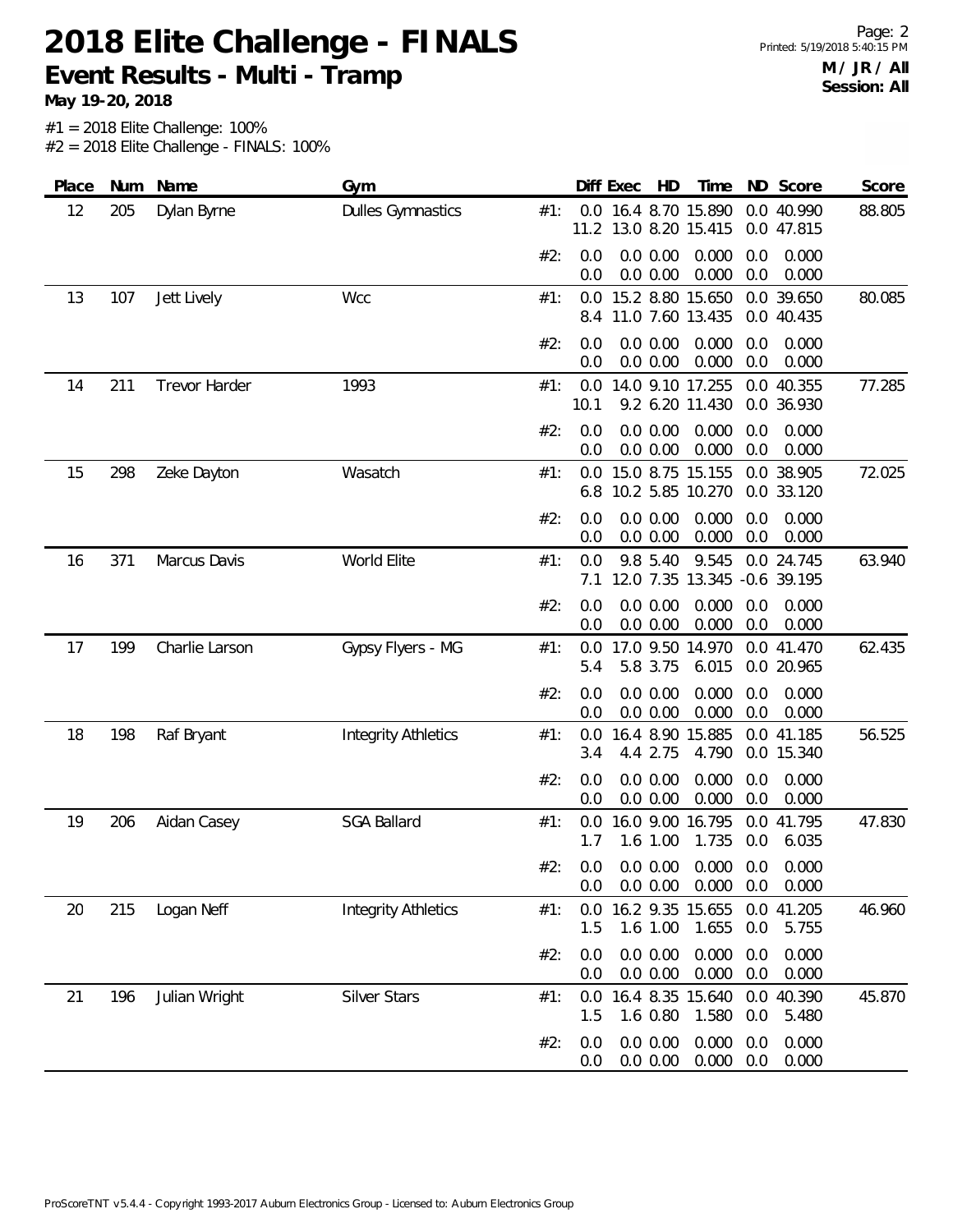# 2018 Elite Challenge - FINALS

## Event Results - Multi - Tramp

**May 19-20, 2018**

M / JR / All
Session: All

#1 = 2018 Elite Challenge: 100%
#2 = 2018 Elite Challenge - FINALS: 100%

| Place | Num | Name | Gym | | Diff | Exec | HD | Time | ND | Score | Score |
|---|---|---|---|---|---|---|---|---|---|---|---|
| 12 | 205 | Dylan Byrne | Dulles Gymnastics | #1: | 0.0 | 16.4 | 8.70 | 15.890 | 0.0 | 40.990 | 88.805 |
| | | | | | 11.2 | 13.0 | 8.20 | 15.415 | 0.0 | 47.815 | |
| | | | | #2: | 0.0 | 0.0 | 0.00 | 0.000 | 0.0 | 0.000 | |
| | | | | | 0.0 | 0.0 | 0.00 | 0.000 | 0.0 | 0.000 | |
| 13 | 107 | Jett Lively | Wcc | #1: | 0.0 | 15.2 | 8.80 | 15.650 | 0.0 | 39.650 | 80.085 |
| | | | | | 8.4 | 11.0 | 7.60 | 13.435 | 0.0 | 40.435 | |
| | | | | #2: | 0.0 | 0.0 | 0.00 | 0.000 | 0.0 | 0.000 | |
| | | | | | 0.0 | 0.0 | 0.00 | 0.000 | 0.0 | 0.000 | |
| 14 | 211 | Trevor Harder | 1993 | #1: | 0.0 | 14.0 | 9.10 | 17.255 | 0.0 | 40.355 | 77.285 |
| | | | | | 10.1 | 9.2 | 6.20 | 11.430 | 0.0 | 36.930 | |
| | | | | #2: | 0.0 | 0.0 | 0.00 | 0.000 | 0.0 | 0.000 | |
| | | | | | 0.0 | 0.0 | 0.00 | 0.000 | 0.0 | 0.000 | |
| 15 | 298 | Zeke Dayton | Wasatch | #1: | 0.0 | 15.0 | 8.75 | 15.155 | 0.0 | 38.905 | 72.025 |
| | | | | | 6.8 | 10.2 | 5.85 | 10.270 | 0.0 | 33.120 | |
| | | | | #2: | 0.0 | 0.0 | 0.00 | 0.000 | 0.0 | 0.000 | |
| | | | | | 0.0 | 0.0 | 0.00 | 0.000 | 0.0 | 0.000 | |
| 16 | 371 | Marcus Davis | World Elite | #1: | 0.0 | 9.8 | 5.40 | 9.545 | 0.0 | 24.745 | 63.940 |
| | | | | | 7.1 | 12.0 | 7.35 | 13.345 | -0.6 | 39.195 | |
| | | | | #2: | 0.0 | 0.0 | 0.00 | 0.000 | 0.0 | 0.000 | |
| | | | | | 0.0 | 0.0 | 0.00 | 0.000 | 0.0 | 0.000 | |
| 17 | 199 | Charlie Larson | Gypsy Flyers - MG | #1: | 0.0 | 17.0 | 9.50 | 14.970 | 0.0 | 41.470 | 62.435 |
| | | | | | 5.4 | 5.8 | 3.75 | 6.015 | 0.0 | 20.965 | |
| | | | | #2: | 0.0 | 0.0 | 0.00 | 0.000 | 0.0 | 0.000 | |
| | | | | | 0.0 | 0.0 | 0.00 | 0.000 | 0.0 | 0.000 | |
| 18 | 198 | Raf Bryant | Integrity Athletics | #1: | 0.0 | 16.4 | 8.90 | 15.885 | 0.0 | 41.185 | 56.525 |
| | | | | | 3.4 | 4.4 | 2.75 | 4.790 | 0.0 | 15.340 | |
| | | | | #2: | 0.0 | 0.0 | 0.00 | 0.000 | 0.0 | 0.000 | |
| | | | | | 0.0 | 0.0 | 0.00 | 0.000 | 0.0 | 0.000 | |
| 19 | 206 | Aidan Casey | SGA Ballard | #1: | 0.0 | 16.0 | 9.00 | 16.795 | 0.0 | 41.795 | 47.830 |
| | | | | | 1.7 | 1.6 | 1.00 | 1.735 | 0.0 | 6.035 | |
| | | | | #2: | 0.0 | 0.0 | 0.00 | 0.000 | 0.0 | 0.000 | |
| | | | | | 0.0 | 0.0 | 0.00 | 0.000 | 0.0 | 0.000 | |
| 20 | 215 | Logan Neff | Integrity Athletics | #1: | 0.0 | 16.2 | 9.35 | 15.655 | 0.0 | 41.205 | 46.960 |
| | | | | | 1.5 | 1.6 | 1.00 | 1.655 | 0.0 | 5.755 | |
| | | | | #2: | 0.0 | 0.0 | 0.00 | 0.000 | 0.0 | 0.000 | |
| | | | | | 0.0 | 0.0 | 0.00 | 0.000 | 0.0 | 0.000 | |
| 21 | 196 | Julian Wright | Silver Stars | #1: | 0.0 | 16.4 | 8.35 | 15.640 | 0.0 | 40.390 | 45.870 |
| | | | | | 1.5 | 1.6 | 0.80 | 1.580 | 0.0 | 5.480 | |
| | | | | #2: | 0.0 | 0.0 | 0.00 | 0.000 | 0.0 | 0.000 | |
| | | | | | 0.0 | 0.0 | 0.00 | 0.000 | 0.0 | 0.000 | |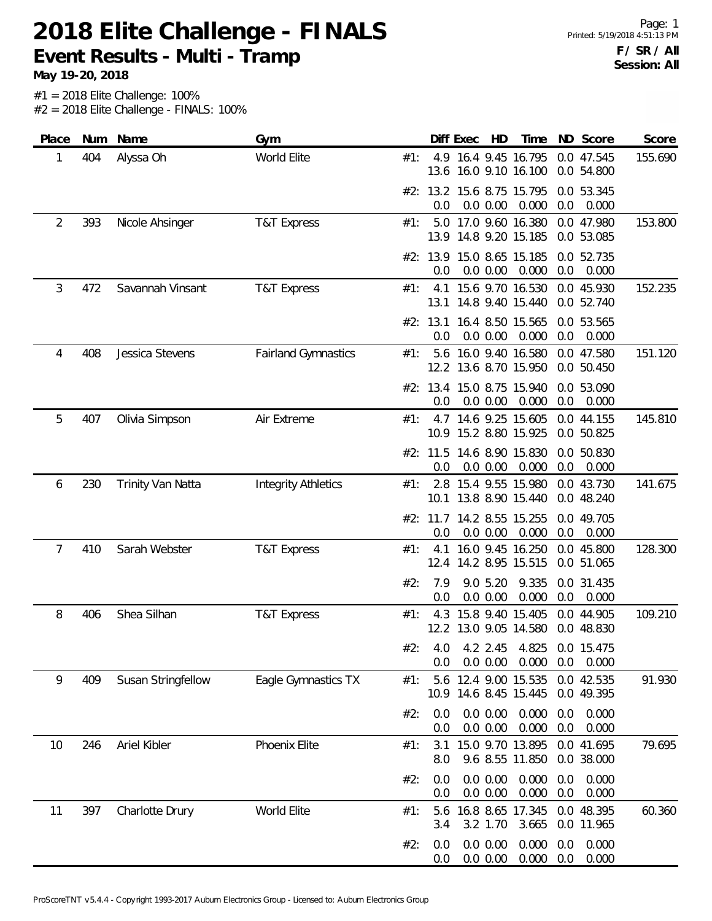# 2018 Elite Challenge - FINALS

## Event Results - Multi - Tramp

**May 19-20, 2018**

Printed: 5/19/2018 4:51:13 PM

**F / SR / All**
**Session: All**

#1 = 2018 Elite Challenge: 100%
#2 = 2018 Elite Challenge - FINALS: 100%

| Place | Num | Name | Gym | | Diff | Exec | HD | Time | ND | Score | Score |
|---|---|---|---|---|---|---|---|---|---|---|---|
| 1 | 404 | Alyssa Oh | World Elite | #1: | 4.9 | 16.4 | 9.45 | 16.795 | 0.0 | 47.545 | 155.690 |
| | | | | | 13.6 | 16.0 | 9.10 | 16.100 | 0.0 | 54.800 | |
| | | | | #2: | 13.2 | 15.6 | 8.75 | 15.795 | 0.0 | 53.345 | |
| | | | | | 0.0 | 0.0 | 0.00 | 0.000 | 0.0 | 0.000 | |
| 2 | 393 | Nicole Ahsinger | T&T Express | #1: | 5.0 | 17.0 | 9.60 | 16.380 | 0.0 | 47.980 | 153.800 |
| | | | | | 13.9 | 14.8 | 9.20 | 15.185 | 0.0 | 53.085 | |
| | | | | #2: | 13.9 | 15.0 | 8.65 | 15.185 | 0.0 | 52.735 | |
| | | | | | 0.0 | 0.0 | 0.00 | 0.000 | 0.0 | 0.000 | |
| 3 | 472 | Savannah Vinsant | T&T Express | #1: | 4.1 | 15.6 | 9.70 | 16.530 | 0.0 | 45.930 | 152.235 |
| | | | | | 13.1 | 14.8 | 9.40 | 15.440 | 0.0 | 52.740 | |
| | | | | #2: | 13.1 | 16.4 | 8.50 | 15.565 | 0.0 | 53.565 | |
| | | | | | 0.0 | 0.0 | 0.00 | 0.000 | 0.0 | 0.000 | |
| 4 | 408 | Jessica Stevens | Fairland Gymnastics | #1: | 5.6 | 16.0 | 9.40 | 16.580 | 0.0 | 47.580 | 151.120 |
| | | | | | 12.2 | 13.6 | 8.70 | 15.950 | 0.0 | 50.450 | |
| | | | | #2: | 13.4 | 15.0 | 8.75 | 15.940 | 0.0 | 53.090 | |
| | | | | | 0.0 | 0.0 | 0.00 | 0.000 | 0.0 | 0.000 | |
| 5 | 407 | Olivia Simpson | Air Extreme | #1: | 4.7 | 14.6 | 9.25 | 15.605 | 0.0 | 44.155 | 145.810 |
| | | | | | 10.9 | 15.2 | 8.80 | 15.925 | 0.0 | 50.825 | |
| | | | | #2: | 11.5 | 14.6 | 8.90 | 15.830 | 0.0 | 50.830 | |
| | | | | | 0.0 | 0.0 | 0.00 | 0.000 | 0.0 | 0.000 | |
| 6 | 230 | Trinity Van Natta | Integrity Athletics | #1: | 2.8 | 15.4 | 9.55 | 15.980 | 0.0 | 43.730 | 141.675 |
| | | | | | 10.1 | 13.8 | 8.90 | 15.440 | 0.0 | 48.240 | |
| | | | | #2: | 11.7 | 14.2 | 8.55 | 15.255 | 0.0 | 49.705 | |
| | | | | | 0.0 | 0.0 | 0.00 | 0.000 | 0.0 | 0.000 | |
| 7 | 410 | Sarah Webster | T&T Express | #1: | 4.1 | 16.0 | 9.45 | 16.250 | 0.0 | 45.800 | 128.300 |
| | | | | | 12.4 | 14.2 | 8.95 | 15.515 | 0.0 | 51.065 | |
| | | | | #2: | 7.9 | 9.0 | 5.20 | 9.335 | 0.0 | 31.435 | |
| | | | | | 0.0 | 0.0 | 0.00 | 0.000 | 0.0 | 0.000 | |
| 8 | 406 | Shea Silhan | T&T Express | #1: | 4.3 | 15.8 | 9.40 | 15.405 | 0.0 | 44.905 | 109.210 |
| | | | | | 12.2 | 13.0 | 9.05 | 14.580 | 0.0 | 48.830 | |
| | | | | #2: | 4.0 | 4.2 | 2.45 | 4.825 | 0.0 | 15.475 | |
| | | | | | 0.0 | 0.0 | 0.00 | 0.000 | 0.0 | 0.000 | |
| 9 | 409 | Susan Stringfellow | Eagle Gymnastics TX | #1: | 5.6 | 12.4 | 9.00 | 15.535 | 0.0 | 42.535 | 91.930 |
| | | | | | 10.9 | 14.6 | 8.45 | 15.445 | 0.0 | 49.395 | |
| | | | | #2: | 0.0 | 0.0 | 0.00 | 0.000 | 0.0 | 0.000 | |
| | | | | | 0.0 | 0.0 | 0.00 | 0.000 | 0.0 | 0.000 | |
| 10 | 246 | Ariel Kibler | Phoenix Elite | #1: | 3.1 | 15.0 | 9.70 | 13.895 | 0.0 | 41.695 | 79.695 |
| | | | | | 8.0 | 9.6 | 8.55 | 11.850 | 0.0 | 38.000 | |
| | | | | #2: | 0.0 | 0.0 | 0.00 | 0.000 | 0.0 | 0.000 | |
| | | | | | 0.0 | 0.0 | 0.00 | 0.000 | 0.0 | 0.000 | |
| 11 | 397 | Charlotte Drury | World Elite | #1: | 5.6 | 16.8 | 8.65 | 17.345 | 0.0 | 48.395 | 60.360 |
| | | | | | 3.4 | 3.2 | 1.70 | 3.665 | 0.0 | 11.965 | |
| | | | | #2: | 0.0 | 0.0 | 0.00 | 0.000 | 0.0 | 0.000 | |
| | | | | | 0.0 | 0.0 | 0.00 | 0.000 | 0.0 | 0.000 | |

ProScoreTNT v5.4.4 - Copyright 1993-2017 Auburn Electronics Group - Licensed to: Auburn Electronics Group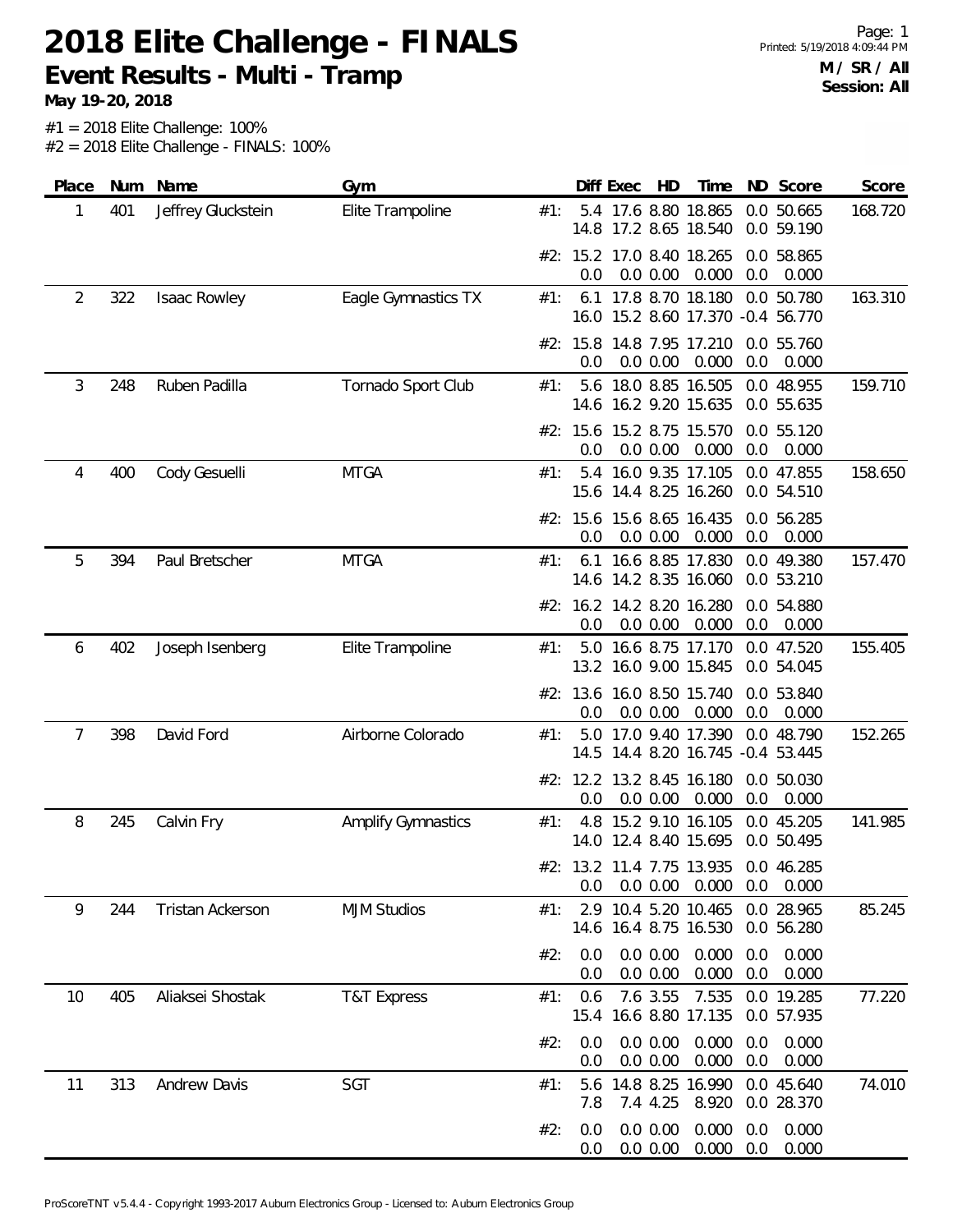# 2018 Elite Challenge - FINALS

## Event Results - Multi - Tramp

**May 19-20, 2018**

**M / SR / All**
**Session: All**

#1 = 2018 Elite Challenge: 100%
#2 = 2018 Elite Challenge - FINALS: 100%

| Place | Num | Name | Gym | | Diff | Exec | HD | Time | ND | Score | Score |
|---|---|---|---|---|---|---|---|---|---|---|---|
| 1 | 401 | Jeffrey Gluckstein | Elite Trampoline | #1: | 5.4 | 17.6 | 8.80 | 18.865 | 0.0 | 50.665 | 168.720 |
| | | | | | 14.8 | 17.2 | 8.65 | 18.540 | 0.0 | 59.190 | |
| | | | | #2: | 15.2 | 17.0 | 8.40 | 18.265 | 0.0 | 58.865 | |
| | | | | | 0.0 | 0.0 | 0.00 | 0.000 | 0.0 | 0.000 | |
| 2 | 322 | Isaac Rowley | Eagle Gymnastics TX | #1: | 6.1 | 17.8 | 8.70 | 18.180 | 0.0 | 50.780 | 163.310 |
| | | | | | 16.0 | 15.2 | 8.60 | 17.370 | -0.4 | 56.770 | |
| | | | | #2: | 15.8 | 14.8 | 7.95 | 17.210 | 0.0 | 55.760 | |
| | | | | | 0.0 | 0.0 | 0.00 | 0.000 | 0.0 | 0.000 | |
| 3 | 248 | Ruben Padilla | Tornado Sport Club | #1: | 5.6 | 18.0 | 8.85 | 16.505 | 0.0 | 48.955 | 159.710 |
| | | | | | 14.6 | 16.2 | 9.20 | 15.635 | 0.0 | 55.635 | |
| | | | | #2: | 15.6 | 15.2 | 8.75 | 15.570 | 0.0 | 55.120 | |
| | | | | | 0.0 | 0.0 | 0.00 | 0.000 | 0.0 | 0.000 | |
| 4 | 400 | Cody Gesuelli | MTGA | #1: | 5.4 | 16.0 | 9.35 | 17.105 | 0.0 | 47.855 | 158.650 |
| | | | | | 15.6 | 14.4 | 8.25 | 16.260 | 0.0 | 54.510 | |
| | | | | #2: | 15.6 | 15.6 | 8.65 | 16.435 | 0.0 | 56.285 | |
| | | | | | 0.0 | 0.0 | 0.00 | 0.000 | 0.0 | 0.000 | |
| 5 | 394 | Paul Bretscher | MTGA | #1: | 6.1 | 16.6 | 8.85 | 17.830 | 0.0 | 49.380 | 157.470 |
| | | | | | 14.6 | 14.2 | 8.35 | 16.060 | 0.0 | 53.210 | |
| | | | | #2: | 16.2 | 14.2 | 8.20 | 16.280 | 0.0 | 54.880 | |
| | | | | | 0.0 | 0.0 | 0.00 | 0.000 | 0.0 | 0.000 | |
| 6 | 402 | Joseph Isenberg | Elite Trampoline | #1: | 5.0 | 16.6 | 8.75 | 17.170 | 0.0 | 47.520 | 155.405 |
| | | | | | 13.2 | 16.0 | 9.00 | 15.845 | 0.0 | 54.045 | |
| | | | | #2: | 13.6 | 16.0 | 8.50 | 15.740 | 0.0 | 53.840 | |
| | | | | | 0.0 | 0.0 | 0.00 | 0.000 | 0.0 | 0.000 | |
| 7 | 398 | David Ford | Airborne Colorado | #1: | 5.0 | 17.0 | 9.40 | 17.390 | 0.0 | 48.790 | 152.265 |
| | | | | | 14.5 | 14.4 | 8.20 | 16.745 | -0.4 | 53.445 | |
| | | | | #2: | 12.2 | 13.2 | 8.45 | 16.180 | 0.0 | 50.030 | |
| | | | | | 0.0 | 0.0 | 0.00 | 0.000 | 0.0 | 0.000 | |
| 8 | 245 | Calvin Fry | Amplify Gymnastics | #1: | 4.8 | 15.2 | 9.10 | 16.105 | 0.0 | 45.205 | 141.985 |
| | | | | | 14.0 | 12.4 | 8.40 | 15.695 | 0.0 | 50.495 | |
| | | | | #2: | 13.2 | 11.4 | 7.75 | 13.935 | 0.0 | 46.285 | |
| | | | | | 0.0 | 0.0 | 0.00 | 0.000 | 0.0 | 0.000 | |
| 9 | 244 | Tristan Ackerson | MJM Studios | #1: | 2.9 | 10.4 | 5.20 | 10.465 | 0.0 | 28.965 | 85.245 |
| | | | | | 14.6 | 16.4 | 8.75 | 16.530 | 0.0 | 56.280 | |
| | | | | #2: | 0.0 | 0.0 | 0.00 | 0.000 | 0.0 | 0.000 | |
| | | | | | 0.0 | 0.0 | 0.00 | 0.000 | 0.0 | 0.000 | |
| 10 | 405 | Aliaksei Shostak | T&T Express | #1: | 0.6 | 7.6 | 3.55 | 7.535 | 0.0 | 19.285 | 77.220 |
| | | | | | 15.4 | 16.6 | 8.80 | 17.135 | 0.0 | 57.935 | |
| | | | | #2: | 0.0 | 0.0 | 0.00 | 0.000 | 0.0 | 0.000 | |
| | | | | | 0.0 | 0.0 | 0.00 | 0.000 | 0.0 | 0.000 | |
| 11 | 313 | Andrew Davis | SGT | #1: | 5.6 | 14.8 | 8.25 | 16.990 | 0.0 | 45.640 | 74.010 |
| | | | | | 7.8 | 7.4 | 4.25 | 8.920 | 0.0 | 28.370 | |
| | | | | #2: | 0.0 | 0.0 | 0.00 | 0.000 | 0.0 | 0.000 | |
| | | | | | 0.0 | 0.0 | 0.00 | 0.000 | 0.0 | 0.000 | |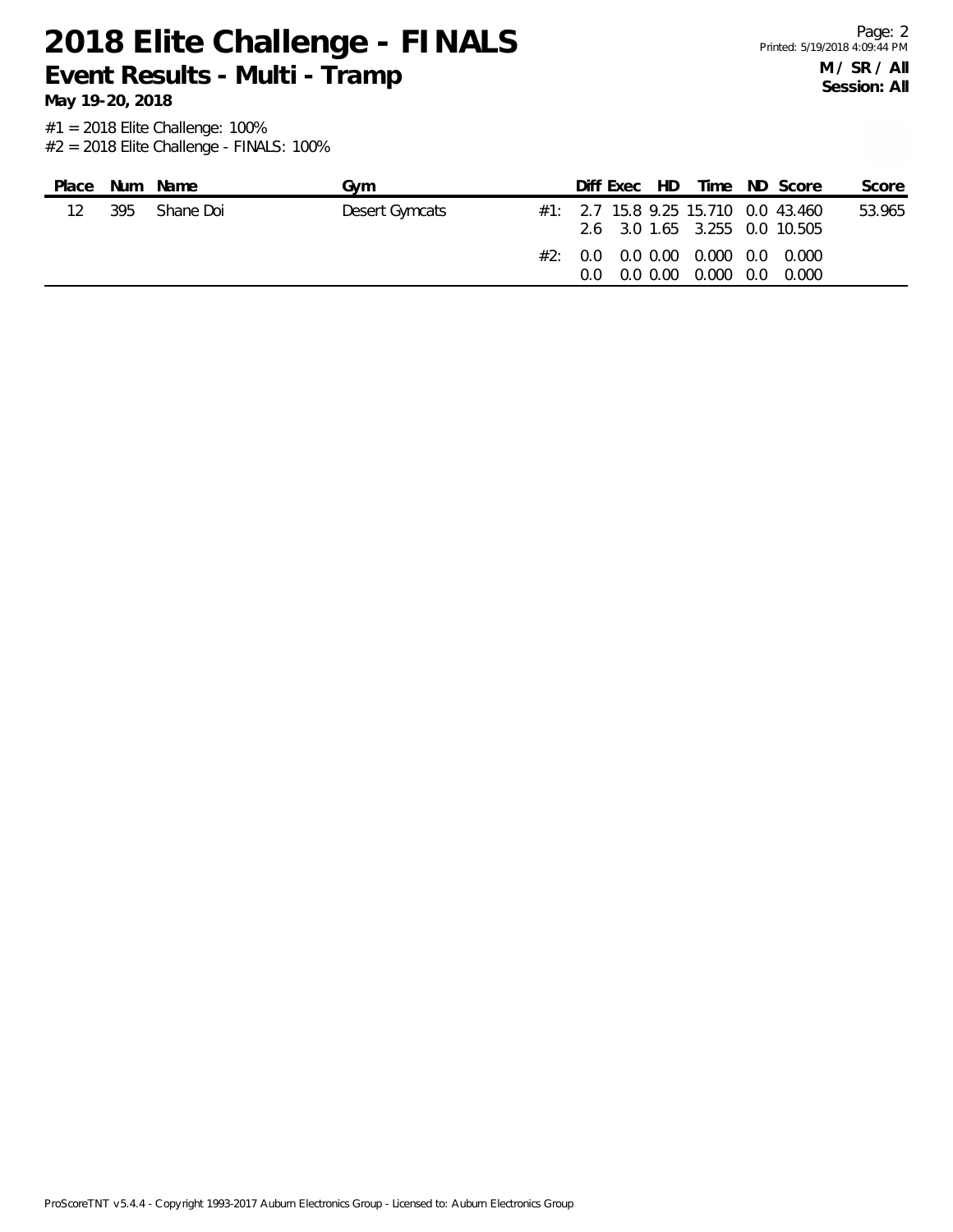# 2018 Elite Challenge - FINALS

## Event Results - Multi - Tramp

**May 19-20, 2018**

**M / SR / All**
**Session: All**

#1 = 2018 Elite Challenge: 100%
#2 = 2018 Elite Challenge - FINALS: 100%

| Place | Num | Name | Gym | | Diff | Exec | HD | Time | ND | Score | Score |
|---|---|---|---|---|---|---|---|---|---|---|---|
| 12 | 395 | Shane Doi | Desert Gymcats | #1: | 2.7 | 15.8 | 9.25 | 15.710 | 0.0 | 43.460 | 53.965 |
| | | | | | 2.6 | 3.0 | 1.65 | 3.255 | 0.0 | 10.505 | |
| | | | | #2: | 0.0 | 0.0 | 0.00 | 0.000 | 0.0 | 0.000 | |
| | | | | | 0.0 | 0.0 | 0.00 | 0.000 | 0.0 | 0.000 | |

ProScoreTNT v5.4.4 - Copyright 1993-2017 Auburn Electronics Group - Licensed to: Auburn Electronics Group